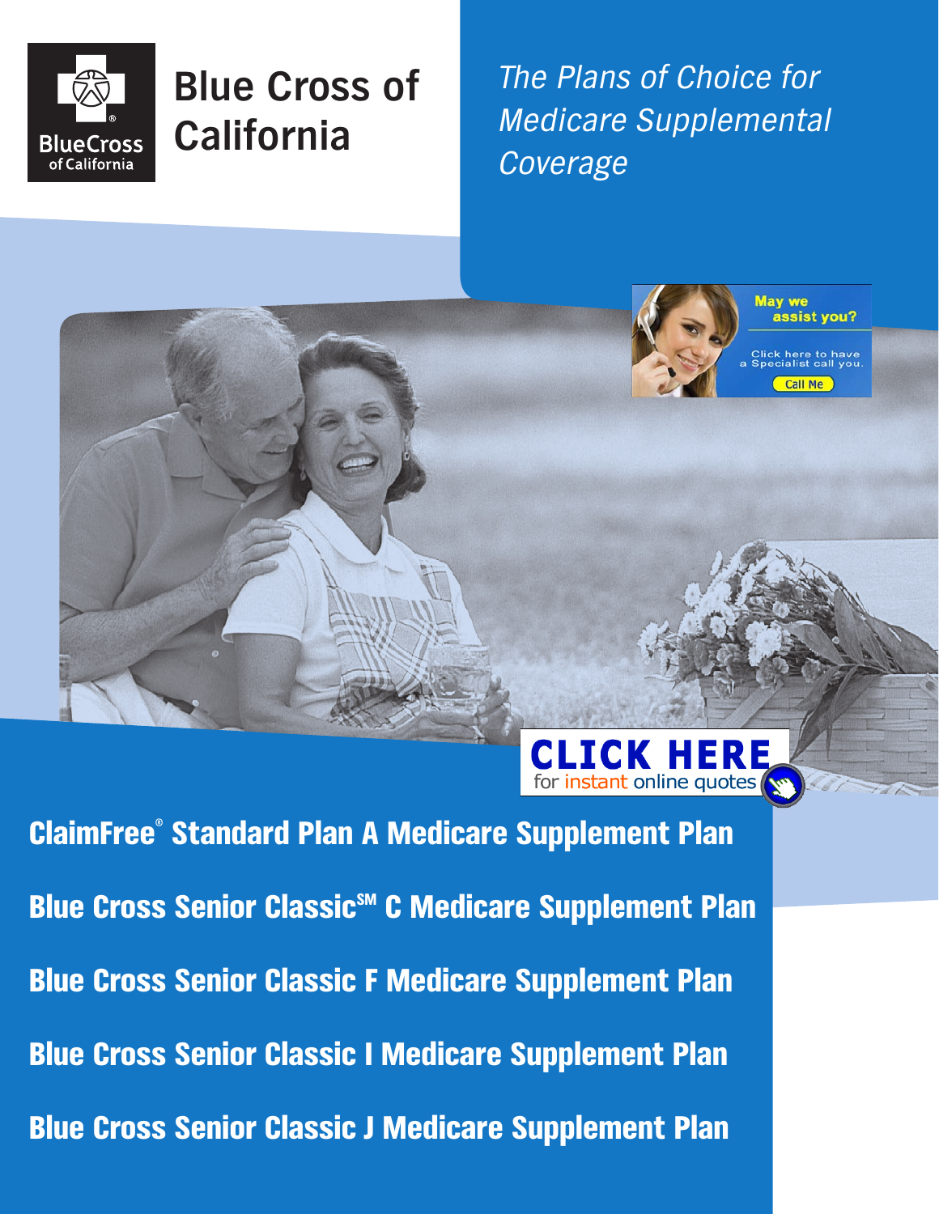# Blue Cross of California

*The Plans of Choice for Medicare Supplemental Coverage*

May we assist you?

Click here to have a Specialist call you.

Call Me

**CLICK HERE** for instant online quotes

## ClaimFree® Standard Plan A Medicare Supplement Plan

## Blue Cross Senior Classic℠ C Medicare Supplement Plan

## Blue Cross Senior Classic F Medicare Supplement Plan

## Blue Cross Senior Classic I Medicare Supplement Plan

## Blue Cross Senior Classic J Medicare Supplement Plan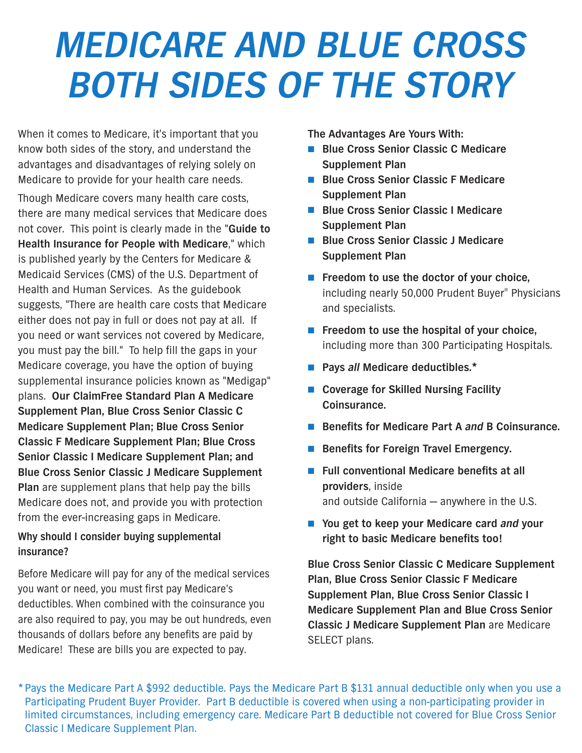# MEDICARE AND BLUE CROSS BOTH SIDES OF THE STORY

When it comes to Medicare, it's important that you know both sides of the story, and understand the advantages and disadvantages of relying solely on Medicare to provide for your health care needs.

Though Medicare covers many health care costs, there are many medical services that Medicare does not cover. This point is clearly made in the "**Guide to Health Insurance for People with Medicare**," which is published yearly by the Centers for Medicare & Medicaid Services (CMS) of the U.S. Department of Health and Human Services. As the guidebook suggests, "There are health care costs that Medicare either does not pay in full or does not pay at all. If you need or want services not covered by Medicare, you must pay the bill." To help fill the gaps in your Medicare coverage, you have the option of buying supplemental insurance policies known as "Medigap" plans. **Our ClaimFree Standard Plan A Medicare Supplement Plan, Blue Cross Senior Classic C Medicare Supplement Plan; Blue Cross Senior Classic F Medicare Supplement Plan; Blue Cross Senior Classic I Medicare Supplement Plan; and Blue Cross Senior Classic J Medicare Supplement Plan** are supplement plans that help pay the bills Medicare does not, and provide you with protection from the ever-increasing gaps in Medicare.

**Why should I consider buying supplemental insurance?**

Before Medicare will pay for any of the medical services you want or need, you must first pay Medicare's deductibles. When combined with the coinsurance you are also required to pay, you may be out hundreds, even thousands of dollars before any benefits are paid by Medicare! These are bills you are expected to pay.

**The Advantages Are Yours With:**

- **Blue Cross Senior Classic C Medicare Supplement Plan**
- **Blue Cross Senior Classic F Medicare Supplement Plan**
- **Blue Cross Senior Classic I Medicare Supplement Plan**
- **Blue Cross Senior Classic J Medicare Supplement Plan**

- **Freedom to use the doctor of your choice,** including nearly 50,000 Prudent Buyer® Physicians and specialists.
- **Freedom to use the hospital of your choice,** including more than 300 Participating Hospitals.
- **Pays *all* Medicare deductibles.***
- **Coverage for Skilled Nursing Facility Coinsurance.**
- **Benefits for Medicare Part A *and* B Coinsurance.**
- **Benefits for Foreign Travel Emergency.**
- **Full conventional Medicare benefits at all providers**, inside and outside California — anywhere in the U.S.
- **You get to keep your Medicare card *and* your right to basic Medicare benefits too!**

**Blue Cross Senior Classic C Medicare Supplement Plan, Blue Cross Senior Classic F Medicare Supplement Plan, Blue Cross Senior Classic I Medicare Supplement Plan and Blue Cross Senior Classic J Medicare Supplement Plan** are Medicare SELECT plans.

\* Pays the Medicare Part A $992 deductible. Pays the Medicare Part B $131 annual deductible only when you use a Participating Prudent Buyer Provider. Part B deductible is covered when using a non-participating provider in limited circumstances, including emergency care. Medicare Part B deductible not covered for Blue Cross Senior Classic I Medicare Supplement Plan.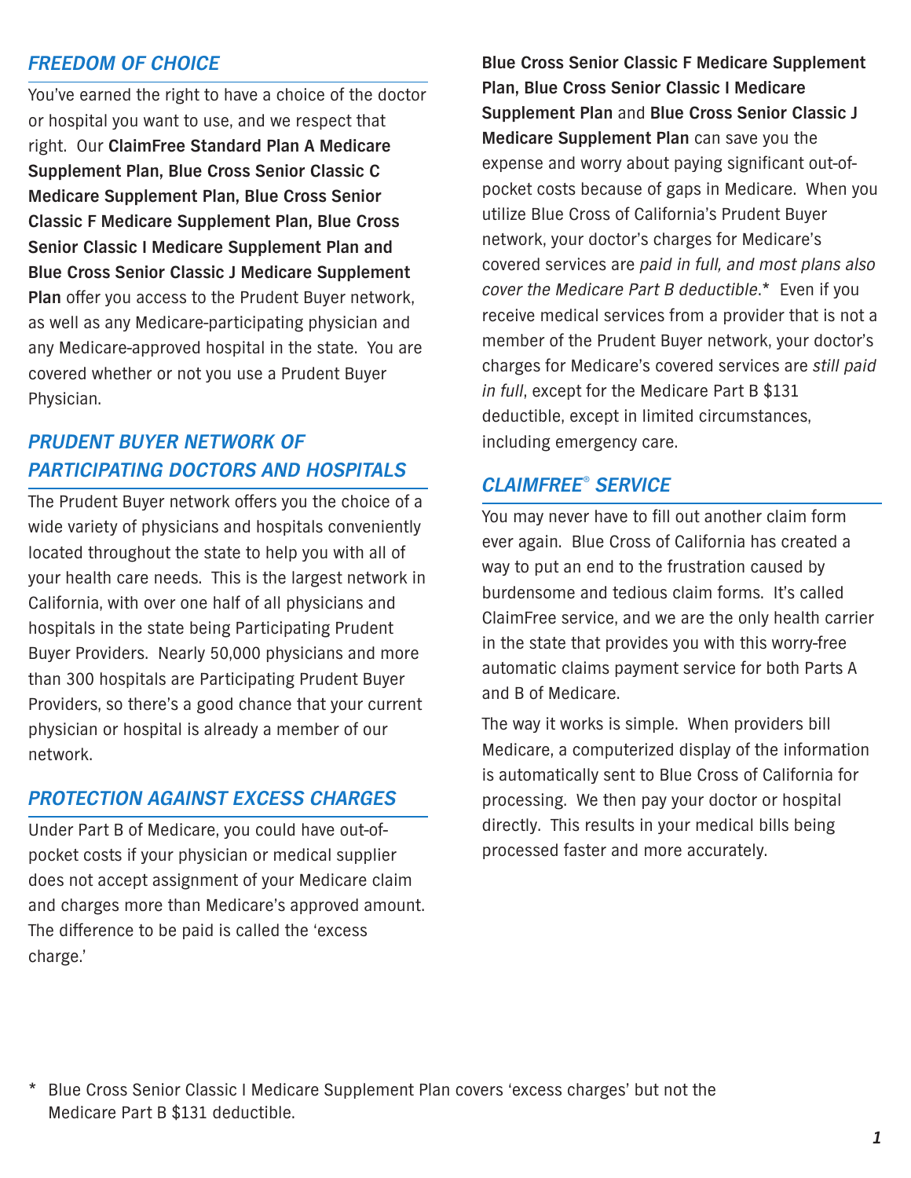## *FREEDOM OF CHOICE*

You've earned the right to have a choice of the doctor or hospital you want to use, and we respect that right. Our **ClaimFree Standard Plan A Medicare Supplement Plan, Blue Cross Senior Classic C Medicare Supplement Plan, Blue Cross Senior Classic F Medicare Supplement Plan, Blue Cross Senior Classic I Medicare Supplement Plan and Blue Cross Senior Classic J Medicare Supplement Plan** offer you access to the Prudent Buyer network, as well as any Medicare-participating physician and any Medicare-approved hospital in the state. You are covered whether or not you use a Prudent Buyer Physician.

## *PRUDENT BUYER NETWORK OF PARTICIPATING DOCTORS AND HOSPITALS*

The Prudent Buyer network offers you the choice of a wide variety of physicians and hospitals conveniently located throughout the state to help you with all of your health care needs. This is the largest network in California, with over one half of all physicians and hospitals in the state being Participating Prudent Buyer Providers. Nearly 50,000 physicians and more than 300 hospitals are Participating Prudent Buyer Providers, so there's a good chance that your current physician or hospital is already a member of our network.

## *PROTECTION AGAINST EXCESS CHARGES*

Under Part B of Medicare, you could have out-of-pocket costs if your physician or medical supplier does not accept assignment of your Medicare claim and charges more than Medicare's approved amount. The difference to be paid is called the 'excess charge.'

**Blue Cross Senior Classic F Medicare Supplement Plan, Blue Cross Senior Classic I Medicare Supplement Plan** and **Blue Cross Senior Classic J Medicare Supplement Plan** can save you the expense and worry about paying significant out-of-pocket costs because of gaps in Medicare. When you utilize Blue Cross of California's Prudent Buyer network, your doctor's charges for Medicare's covered services are *paid in full, and most plans also cover the Medicare Part B deductible.** Even if you receive medical services from a provider that is not a member of the Prudent Buyer network, your doctor's charges for Medicare's covered services are *still paid in full*, except for the Medicare Part B $131 deductible, except in limited circumstances, including emergency care.

## *CLAIMFREE® SERVICE*

You may never have to fill out another claim form ever again. Blue Cross of California has created a way to put an end to the frustration caused by burdensome and tedious claim forms. It's called ClaimFree service, and we are the only health carrier in the state that provides you with this worry-free automatic claims payment service for both Parts A and B of Medicare.

The way it works is simple. When providers bill Medicare, a computerized display of the information is automatically sent to Blue Cross of California for processing. We then pay your doctor or hospital directly. This results in your medical bills being processed faster and more accurately.

\* Blue Cross Senior Classic I Medicare Supplement Plan covers 'excess charges' but not the Medicare Part B $131 deductible.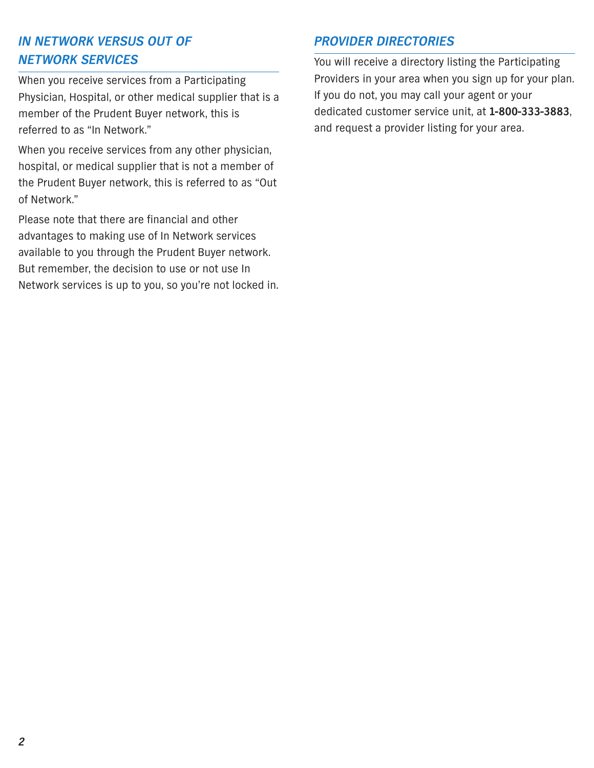## *IN NETWORK VERSUS OUT OF NETWORK SERVICES*

When you receive services from a Participating Physician, Hospital, or other medical supplier that is a member of the Prudent Buyer network, this is referred to as "In Network."

When you receive services from any other physician, hospital, or medical supplier that is not a member of the Prudent Buyer network, this is referred to as "Out of Network."

Please note that there are financial and other advantages to making use of In Network services available to you through the Prudent Buyer network. But remember, the decision to use or not use In Network services is up to you, so you're not locked in.

## *PROVIDER DIRECTORIES*

You will receive a directory listing the Participating Providers in your area when you sign up for your plan. If you do not, you may call your agent or your dedicated customer service unit, at **1-800-333-3883**, and request a provider listing for your area.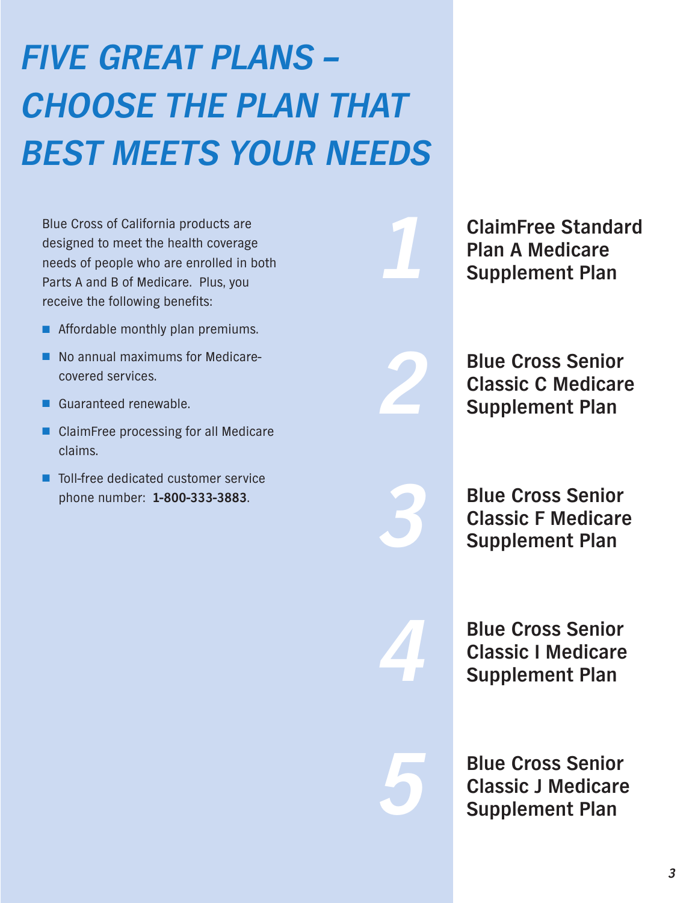# FIVE GREAT PLANS – CHOOSE THE PLAN THAT BEST MEETS YOUR NEEDS

Blue Cross of California products are designed to meet the health coverage needs of people who are enrolled in both Parts A and B of Medicare. Plus, you receive the following benefits:

- Affordable monthly plan premiums.
- No annual maximums for Medicare-covered services.
- Guaranteed renewable.
- ClaimFree processing for all Medicare claims.
- Toll-free dedicated customer service phone number: **1-800-333-3883**.

**1** **ClaimFree Standard Plan A Medicare Supplement Plan**

**2** **Blue Cross Senior Classic C Medicare Supplement Plan**

**3** **Blue Cross Senior Classic F Medicare Supplement Plan**

**4** **Blue Cross Senior Classic I Medicare Supplement Plan**

**5** **Blue Cross Senior Classic J Medicare Supplement Plan**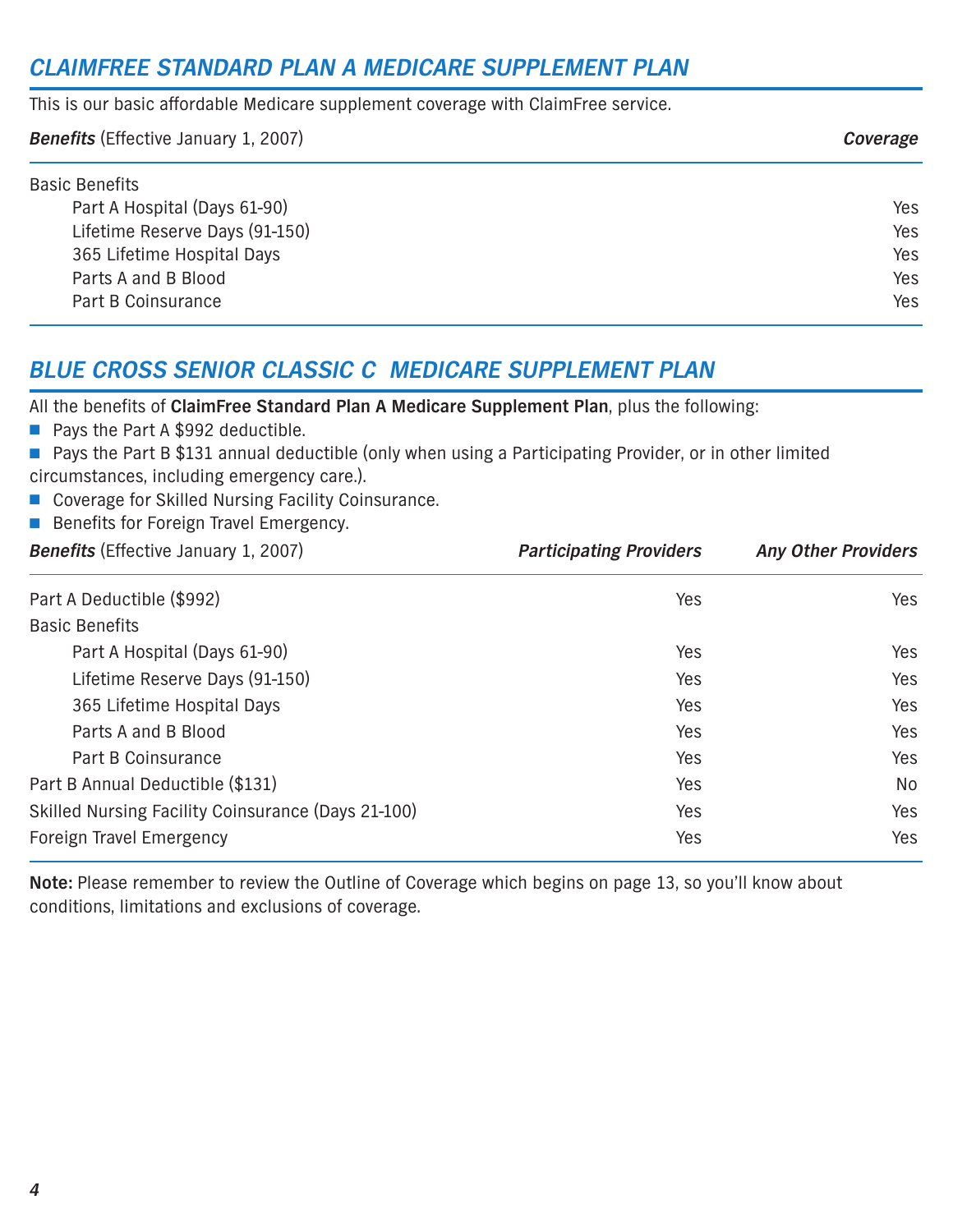## *CLAIMFREE STANDARD PLAN A MEDICARE SUPPLEMENT PLAN*

This is our basic affordable Medicare supplement coverage with ClaimFree service.

| ***Benefits*** (Effective January 1, 2007) | ***Coverage*** |
|---|---|
| Basic Benefits | |
| Part A Hospital (Days 61-90) | Yes |
| Lifetime Reserve Days (91-150) | Yes |
| 365 Lifetime Hospital Days | Yes |
| Parts A and B Blood | Yes |
| Part B Coinsurance | Yes |

## *BLUE CROSS SENIOR CLASSIC C MEDICARE SUPPLEMENT PLAN*

All the benefits of **ClaimFree Standard Plan A Medicare Supplement Plan**, plus the following:

- Pays the Part A $992 deductible.
- Pays the Part B $131 annual deductible (only when using a Participating Provider, or in other limited circumstances, including emergency care.).
- Coverage for Skilled Nursing Facility Coinsurance.
- Benefits for Foreign Travel Emergency.

| ***Benefits*** (Effective January 1, 2007) | ***Participating Providers*** | ***Any Other Providers*** |
|---|---|---|
| Part A Deductible ($992) | Yes | Yes |
| Basic Benefits | | |
| Part A Hospital (Days 61-90) | Yes | Yes |
| Lifetime Reserve Days (91-150) | Yes | Yes |
| 365 Lifetime Hospital Days | Yes | Yes |
| Parts A and B Blood | Yes | Yes |
| Part B Coinsurance | Yes | Yes |
| Part B Annual Deductible ($131) | Yes | No |
| Skilled Nursing Facility Coinsurance (Days 21-100) | Yes | Yes |
| Foreign Travel Emergency | Yes | Yes |

**Note:** Please remember to review the Outline of Coverage which begins on page 13, so you'll know about conditions, limitations and exclusions of coverage.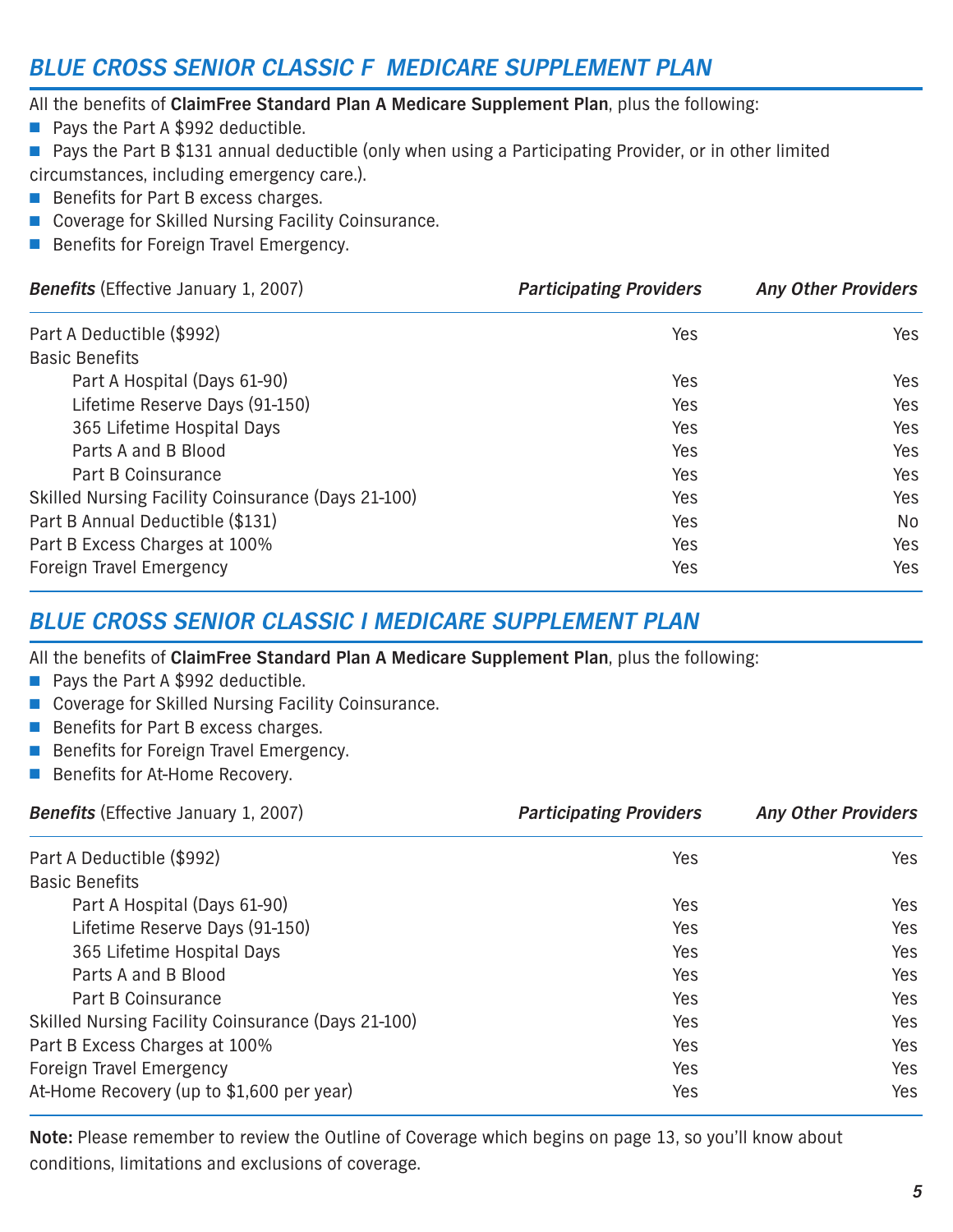## *BLUE CROSS SENIOR CLASSIC F MEDICARE SUPPLEMENT PLAN*

All the benefits of **ClaimFree Standard Plan A Medicare Supplement Plan**, plus the following:

- Pays the Part A $992 deductible.
- Pays the Part B $131 annual deductible (only when using a Participating Provider, or in other limited circumstances, including emergency care.).
- Benefits for Part B excess charges.
- Coverage for Skilled Nursing Facility Coinsurance.
- Benefits for Foreign Travel Emergency.

| ***Benefits*** (Effective January 1, 2007) | ***Participating Providers*** | ***Any Other Providers*** |
|---|---|---|
| Part A Deductible ($992) | Yes | Yes |
| Basic Benefits | | |
| Part A Hospital (Days 61-90) | Yes | Yes |
| Lifetime Reserve Days (91-150) | Yes | Yes |
| 365 Lifetime Hospital Days | Yes | Yes |
| Parts A and B Blood | Yes | Yes |
| Part B Coinsurance | Yes | Yes |
| Skilled Nursing Facility Coinsurance (Days 21-100) | Yes | Yes |
| Part B Annual Deductible ($131) | Yes | No |
| Part B Excess Charges at 100% | Yes | Yes |
| Foreign Travel Emergency | Yes | Yes |

## *BLUE CROSS SENIOR CLASSIC I MEDICARE SUPPLEMENT PLAN*

All the benefits of **ClaimFree Standard Plan A Medicare Supplement Plan**, plus the following:

- Pays the Part A $992 deductible.
- Coverage for Skilled Nursing Facility Coinsurance.
- Benefits for Part B excess charges.
- Benefits for Foreign Travel Emergency.
- Benefits for At-Home Recovery.

| ***Benefits*** (Effective January 1, 2007) | ***Participating Providers*** | ***Any Other Providers*** |
|---|---|---|
| Part A Deductible ($992) | Yes | Yes |
| Basic Benefits | | |
| Part A Hospital (Days 61-90) | Yes | Yes |
| Lifetime Reserve Days (91-150) | Yes | Yes |
| 365 Lifetime Hospital Days | Yes | Yes |
| Parts A and B Blood | Yes | Yes |
| Part B Coinsurance | Yes | Yes |
| Skilled Nursing Facility Coinsurance (Days 21-100) | Yes | Yes |
| Part B Excess Charges at 100% | Yes | Yes |
| Foreign Travel Emergency | Yes | Yes |
| At-Home Recovery (up to $1,600 per year) | Yes | Yes |

**Note:** Please remember to review the Outline of Coverage which begins on page 13, so you'll know about conditions, limitations and exclusions of coverage.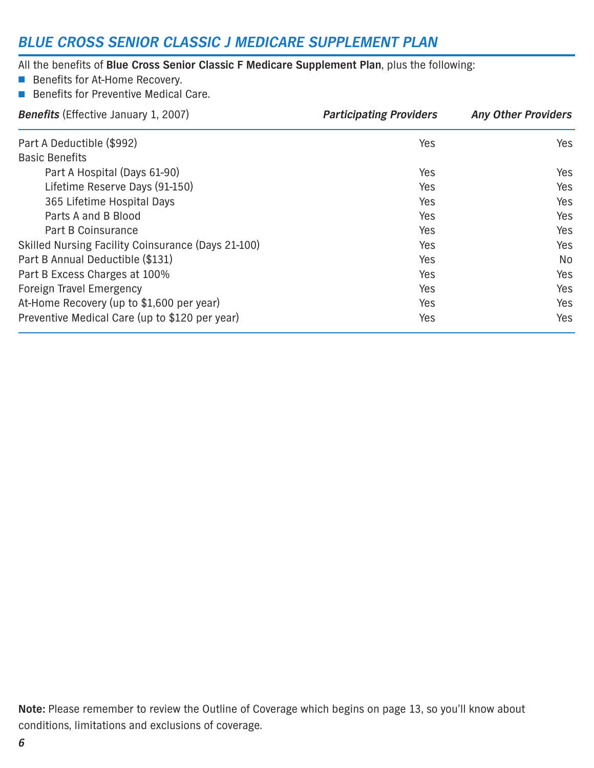## *BLUE CROSS SENIOR CLASSIC J MEDICARE SUPPLEMENT PLAN*

All the benefits of **Blue Cross Senior Classic F Medicare Supplement Plan**, plus the following:

- Benefits for At-Home Recovery.
- Benefits for Preventive Medical Care.

| ***Benefits*** (Effective January 1, 2007) | ***Participating Providers*** | ***Any Other Providers*** |
|---|---|---|
| Part A Deductible ($992) | Yes | Yes |
| Basic Benefits | | |
| Part A Hospital (Days 61-90) | Yes | Yes |
| Lifetime Reserve Days (91-150) | Yes | Yes |
| 365 Lifetime Hospital Days | Yes | Yes |
| Parts A and B Blood | Yes | Yes |
| Part B Coinsurance | Yes | Yes |
| Skilled Nursing Facility Coinsurance (Days 21-100) | Yes | Yes |
| Part B Annual Deductible ($131) | Yes | No |
| Part B Excess Charges at 100% | Yes | Yes |
| Foreign Travel Emergency | Yes | Yes |
| At-Home Recovery (up to $1,600 per year) | Yes | Yes |
| Preventive Medical Care (up to $120 per year) | Yes | Yes |

**Note:** Please remember to review the Outline of Coverage which begins on page 13, so you'll know about conditions, limitations and exclusions of coverage.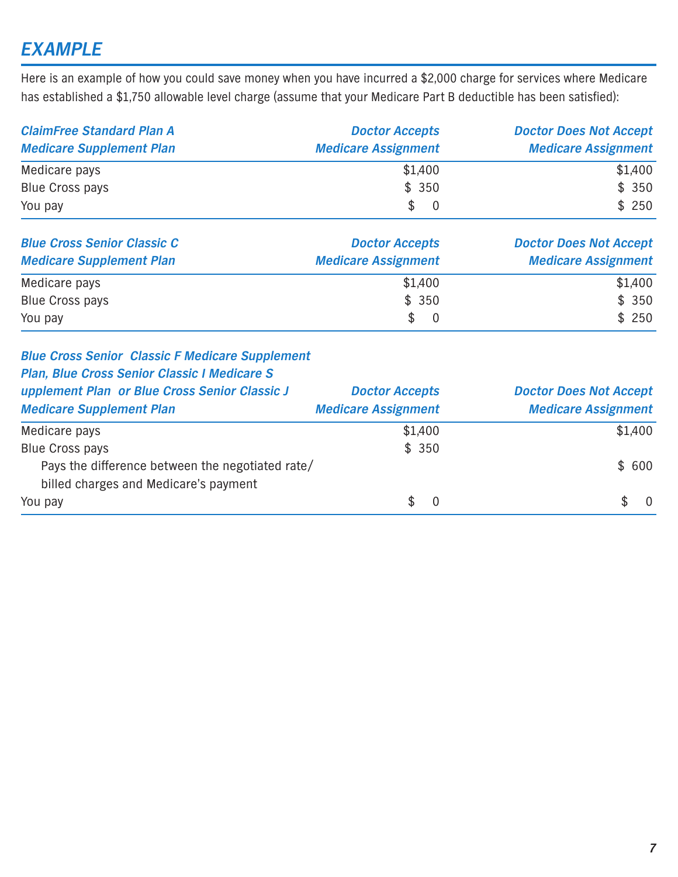## *EXAMPLE*

Here is an example of how you could save money when you have incurred a $2,000 charge for services where Medicare has established a $1,750 allowable level charge (assume that your Medicare Part B deductible has been satisfied):

| *ClaimFree Standard Plan A Medicare Supplement Plan* | *Doctor Accepts Medicare Assignment* | *Doctor Does Not Accept Medicare Assignment* |
|---|---:|---:|
| Medicare pays | $1,400 | $1,400 |
| Blue Cross pays | $ 350 | $ 350 |
| You pay | $ 0 | $ 250 |

| *Blue Cross Senior Classic C Medicare Supplement Plan* | *Doctor Accepts Medicare Assignment* | *Doctor Does Not Accept Medicare Assignment* |
|---|---:|---:|
| Medicare pays | $1,400 | $1,400 |
| Blue Cross pays | $ 350 | $ 350 |
| You pay | $ 0 | $ 250 |

| *Blue Cross Senior Classic F Medicare Supplement Plan, Blue Cross Senior Classic I Medicare Supplement Plan or Blue Cross Senior Classic J Medicare Supplement Plan* | *Doctor Accepts Medicare Assignment* | *Doctor Does Not Accept Medicare Assignment* |
|---|---:|---:|
| Medicare pays | $1,400 | $1,400 |
| Blue Cross pays | $ 350 | |
| Pays the difference between the negotiated rate/ billed charges and Medicare's payment | | $ 600 |
| You pay | $ 0 | $ 0 |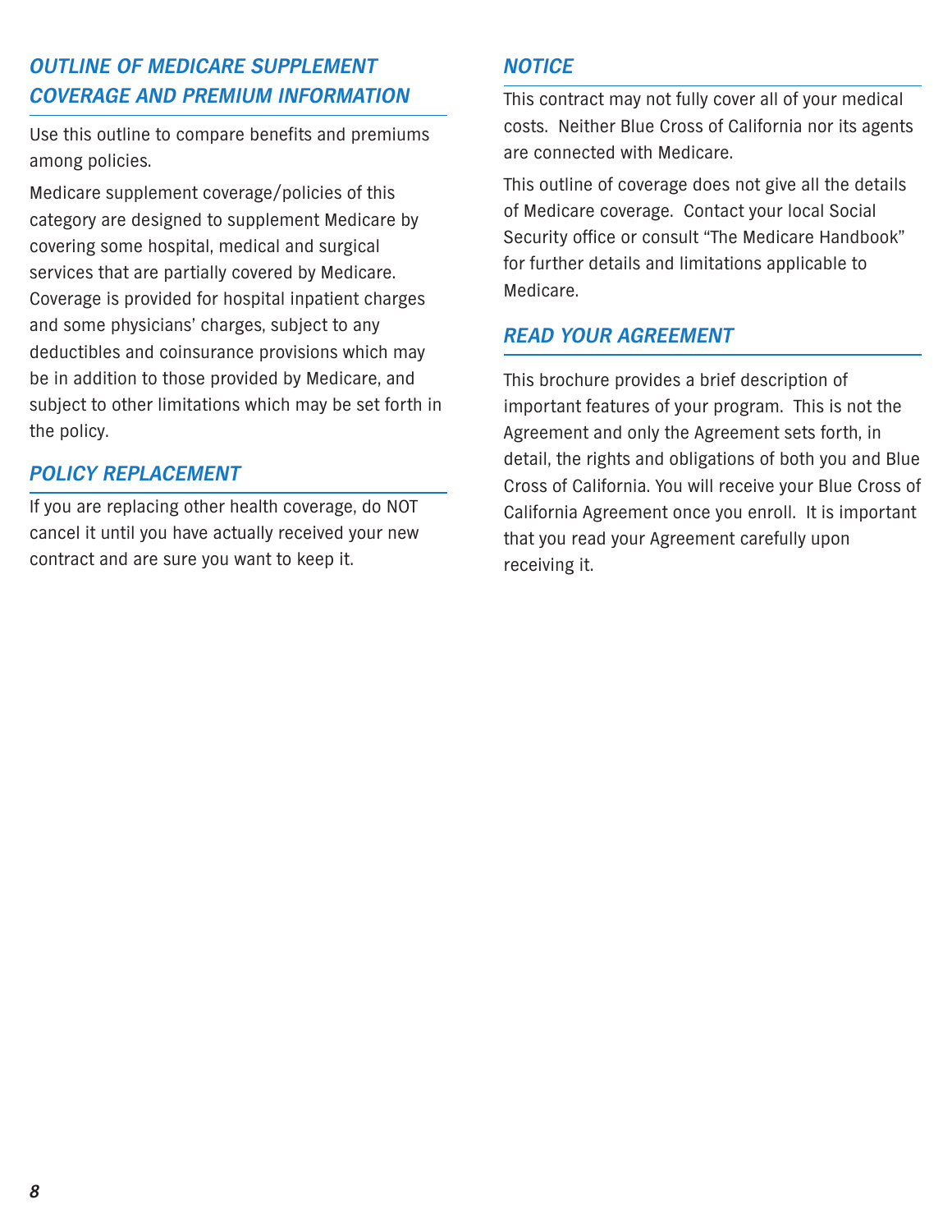## *OUTLINE OF MEDICARE SUPPLEMENT COVERAGE AND PREMIUM INFORMATION*

Use this outline to compare benefits and premiums among policies.

Medicare supplement coverage/policies of this category are designed to supplement Medicare by covering some hospital, medical and surgical services that are partially covered by Medicare. Coverage is provided for hospital inpatient charges and some physicians' charges, subject to any deductibles and coinsurance provisions which may be in addition to those provided by Medicare, and subject to other limitations which may be set forth in the policy.

## *POLICY REPLACEMENT*

If you are replacing other health coverage, do NOT cancel it until you have actually received your new contract and are sure you want to keep it.

## *NOTICE*

This contract may not fully cover all of your medical costs. Neither Blue Cross of California nor its agents are connected with Medicare.

This outline of coverage does not give all the details of Medicare coverage. Contact your local Social Security office or consult "The Medicare Handbook" for further details and limitations applicable to Medicare.

## *READ YOUR AGREEMENT*

This brochure provides a brief description of important features of your program. This is not the Agreement and only the Agreement sets forth, in detail, the rights and obligations of both you and Blue Cross of California. You will receive your Blue Cross of California Agreement once you enroll. It is important that you read your Agreement carefully upon receiving it.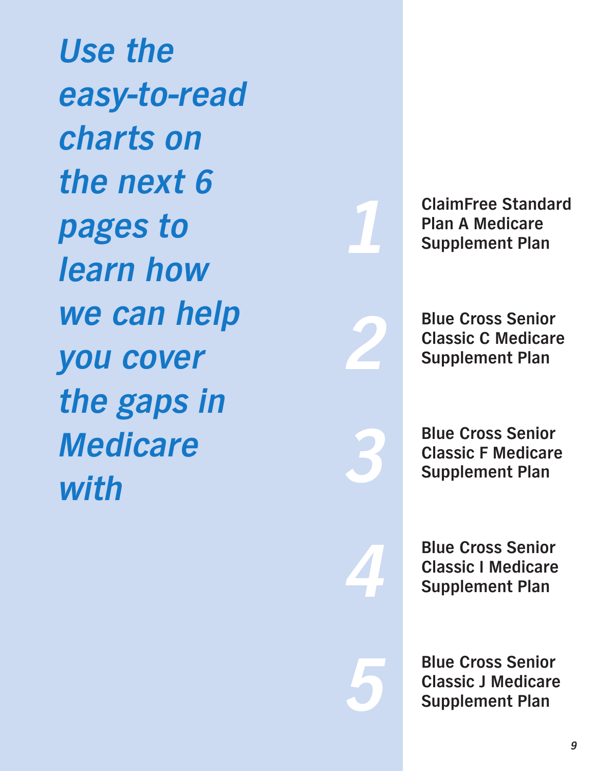***Use the easy-to-read charts on the next 6 pages to learn how we can help you cover the gaps in Medicare with***

1. **ClaimFree Standard Plan A Medicare Supplement Plan**
2. **Blue Cross Senior Classic C Medicare Supplement Plan**
3. **Blue Cross Senior Classic F Medicare Supplement Plan**
4. **Blue Cross Senior Classic I Medicare Supplement Plan**
5. **Blue Cross Senior Classic J Medicare Supplement Plan**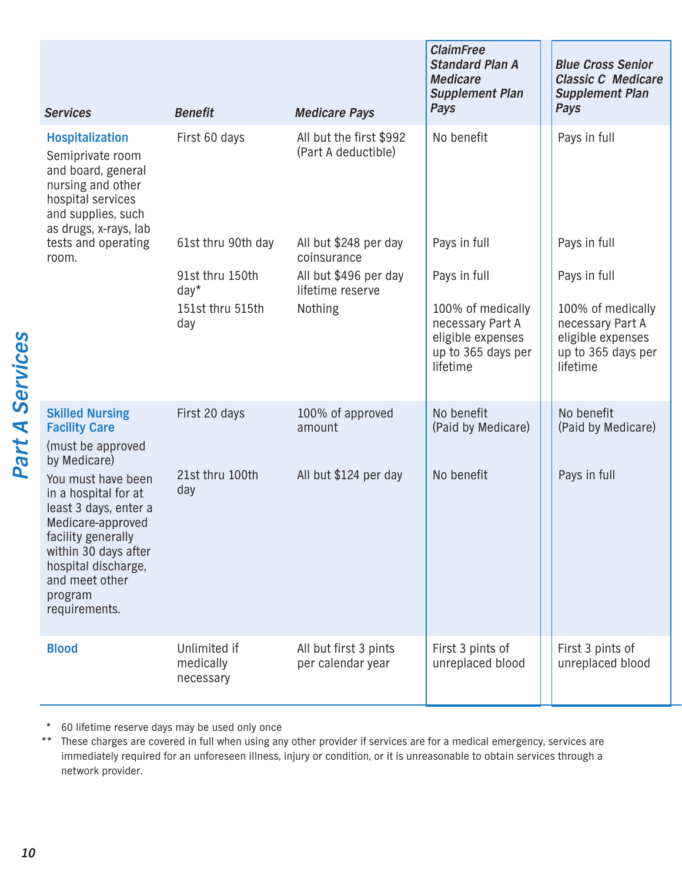## Part A Services

| Services | Benefit | Medicare Pays | ClaimFree Standard Plan A Medicare Supplement Plan Pays | Blue Cross Senior Classic C Medicare Supplement Plan Pays |
|---|---|---|---|---|
| **Hospitalization** Semiprivate room and board, general nursing and other hospital services and supplies, such as drugs, x-rays, lab tests and operating room. | First 60 days | All but the first $992 (Part A deductible) | No benefit | Pays in full |
| | 61st thru 90th day | All but $248 per day coinsurance | Pays in full | Pays in full |
| | 91st thru 150th day* | All but $496 per day lifetime reserve | Pays in full | Pays in full |
| | 151st thru 515th day | Nothing | 100% of medically necessary Part A eligible expenses up to 365 days per lifetime | 100% of medically necessary Part A eligible expenses up to 365 days per lifetime |
| **Skilled Nursing Facility Care** (must be approved by Medicare) | First 20 days | 100% of approved amount | No benefit (Paid by Medicare) | No benefit (Paid by Medicare) |
| You must have been in a hospital for at least 3 days, enter a Medicare-approved facility generally within 30 days after hospital discharge, and meet other program requirements. | 21st thru 100th day | All but $124 per day | No benefit | Pays in full |
| **Blood** | Unlimited if medically necessary | All but first 3 pints per calendar year | First 3 pints of unreplaced blood | First 3 pints of unreplaced blood |

\* 60 lifetime reserve days may be used only once

\*\* These charges are covered in full when using any other provider if services are for a medical emergency, services are immediately required for an unforeseen illness, injury or condition, or it is unreasonable to obtain services through a network provider.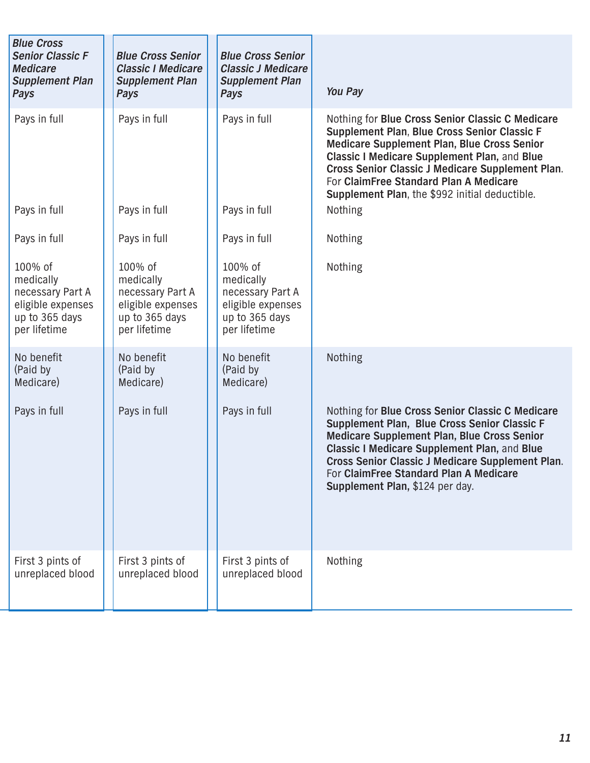| *Blue Cross Senior Classic F Medicare Supplement Plan Pays* | *Blue Cross Senior Classic I Medicare Supplement Plan Pays* | *Blue Cross Senior Classic J Medicare Supplement Plan Pays* | *You Pay* |
|---|---|---|---|
| Pays in full | Pays in full | Pays in full | Nothing for **Blue Cross Senior Classic C Medicare Supplement Plan**, **Blue Cross Senior Classic F Medicare Supplement Plan, Blue Cross Senior Classic I Medicare Supplement Plan,** and **Blue Cross Senior Classic J Medicare Supplement Plan**. For **ClaimFree Standard Plan A Medicare Supplement Plan**, the $992 initial deductible. |
| Pays in full | Pays in full | Pays in full | Nothing |
| Pays in full | Pays in full | Pays in full | Nothing |
| 100% of medically necessary Part A eligible expenses up to 365 days per lifetime | 100% of medically necessary Part A eligible expenses up to 365 days per lifetime | 100% of medically necessary Part A eligible expenses up to 365 days per lifetime | Nothing |
| No benefit (Paid by Medicare) | No benefit (Paid by Medicare) | No benefit (Paid by Medicare) | Nothing |
| Pays in full | Pays in full | Pays in full | Nothing for **Blue Cross Senior Classic C Medicare Supplement Plan, Blue Cross Senior Classic F Medicare Supplement Plan, Blue Cross Senior Classic I Medicare Supplement Plan,** and **Blue Cross Senior Classic J Medicare Supplement Plan**. For **ClaimFree Standard Plan A Medicare Supplement Plan,** $124 per day. |
| First 3 pints of unreplaced blood | First 3 pints of unreplaced blood | First 3 pints of unreplaced blood | Nothing |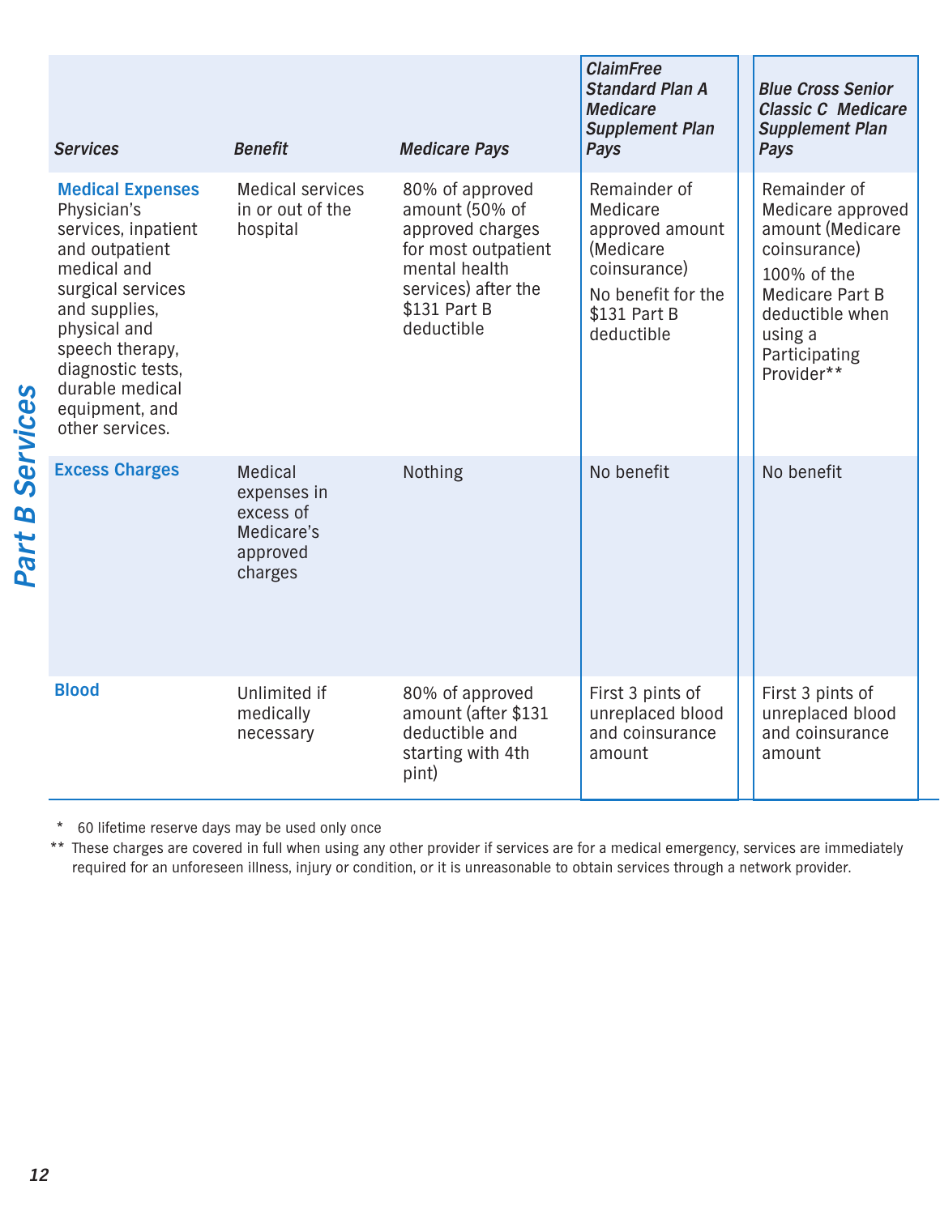## Part B Services

| Services | Benefit | Medicare Pays | ClaimFree Standard Plan A Medicare Supplement Plan Pays | Blue Cross Senior Classic C Medicare Supplement Plan Pays |
|---|---|---|---|---|
| **Medical Expenses** Physician's services, inpatient and outpatient medical and surgical services and supplies, physical and speech therapy, diagnostic tests, durable medical equipment, and other services. | Medical services in or out of the hospital | 80% of approved amount (50% of approved charges for most outpatient mental health services) after the $131 Part B deductible | Remainder of Medicare approved amount (Medicare coinsurance) No benefit for the $131 Part B deductible | Remainder of Medicare approved amount (Medicare coinsurance) 100% of the Medicare Part B deductible when using a Participating Provider** |
| **Excess Charges** | Medical expenses in excess of Medicare's approved charges | Nothing | No benefit | No benefit |
| **Blood** | Unlimited if medically necessary | 80% of approved amount (after $131 deductible and starting with 4th pint) | First 3 pints of unreplaced blood and coinsurance amount | First 3 pints of unreplaced blood and coinsurance amount |

\* 60 lifetime reserve days may be used only once

** These charges are covered in full when using any other provider if services are for a medical emergency, services are immediately required for an unforeseen illness, injury or condition, or it is unreasonable to obtain services through a network provider.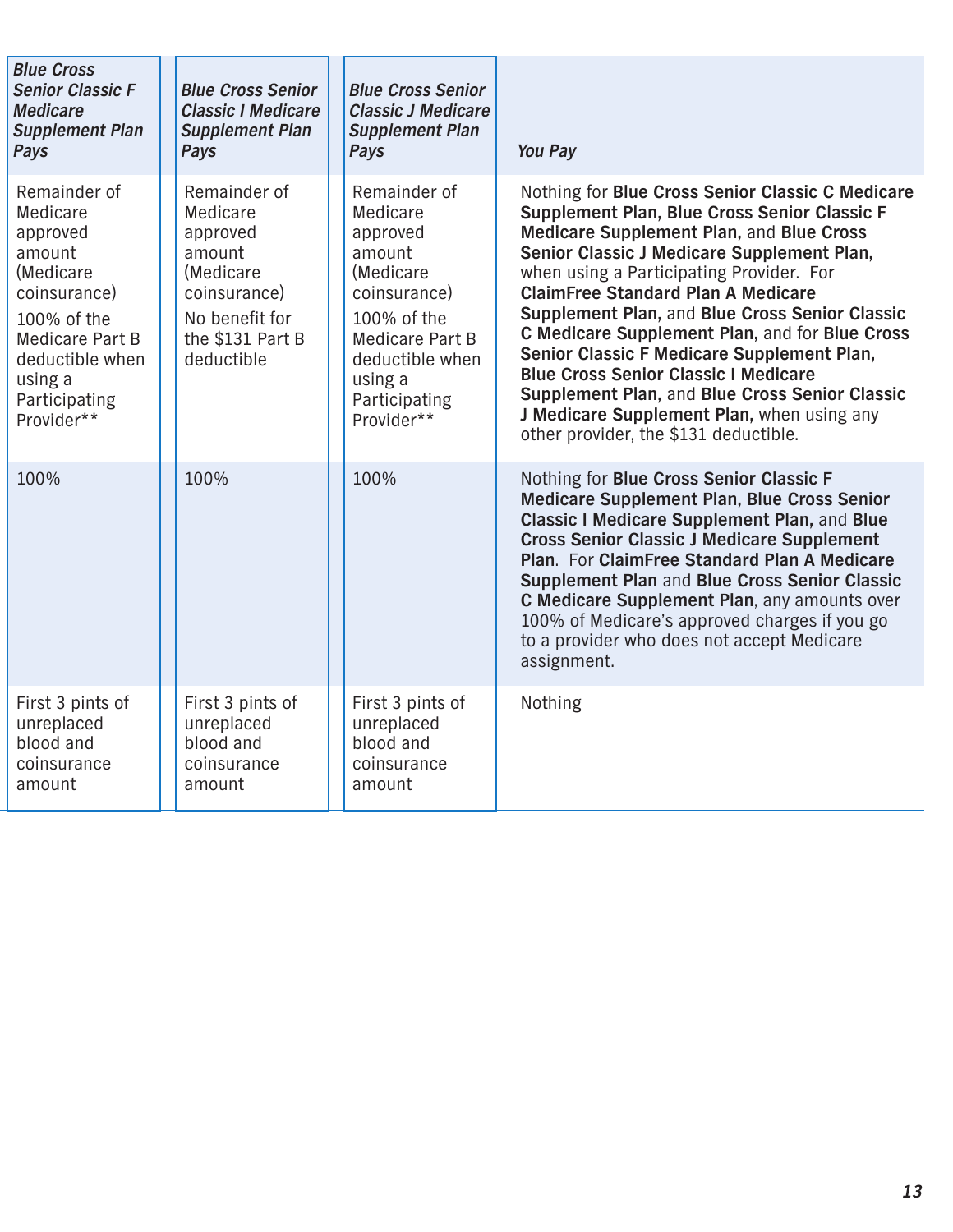| *Blue Cross Senior Classic F Medicare Supplement Plan Pays* | *Blue Cross Senior Classic I Medicare Supplement Plan Pays* | *Blue Cross Senior Classic J Medicare Supplement Plan Pays* | *You Pay* |
|---|---|---|---|
| Remainder of Medicare approved amount (Medicare coinsurance)<br>100% of the Medicare Part B deductible when using a Participating Provider** | Remainder of Medicare approved amount (Medicare coinsurance)<br>No benefit for the $131 Part B deductible | Remainder of Medicare approved amount (Medicare coinsurance)<br>100% of the Medicare Part B deductible when using a Participating Provider** | Nothing for **Blue Cross Senior Classic C Medicare Supplement Plan, Blue Cross Senior Classic F Medicare Supplement Plan,** and **Blue Cross Senior Classic J Medicare Supplement Plan,** when using a Participating Provider. For **ClaimFree Standard Plan A Medicare Supplement Plan,** and **Blue Cross Senior Classic C Medicare Supplement Plan,** and for **Blue Cross Senior Classic F Medicare Supplement Plan, Blue Cross Senior Classic I Medicare Supplement Plan,** and **Blue Cross Senior Classic J Medicare Supplement Plan,** when using any other provider, the $131 deductible. |
| 100% | 100% | 100% | Nothing for **Blue Cross Senior Classic F Medicare Supplement Plan, Blue Cross Senior Classic I Medicare Supplement Plan,** and **Blue Cross Senior Classic J Medicare Supplement Plan**. For **ClaimFree Standard Plan A Medicare Supplement Plan** and **Blue Cross Senior Classic C Medicare Supplement Plan**, any amounts over 100% of Medicare's approved charges if you go to a provider who does not accept Medicare assignment. |
| First 3 pints of unreplaced blood and coinsurance amount | First 3 pints of unreplaced blood and coinsurance amount | First 3 pints of unreplaced blood and coinsurance amount | Nothing |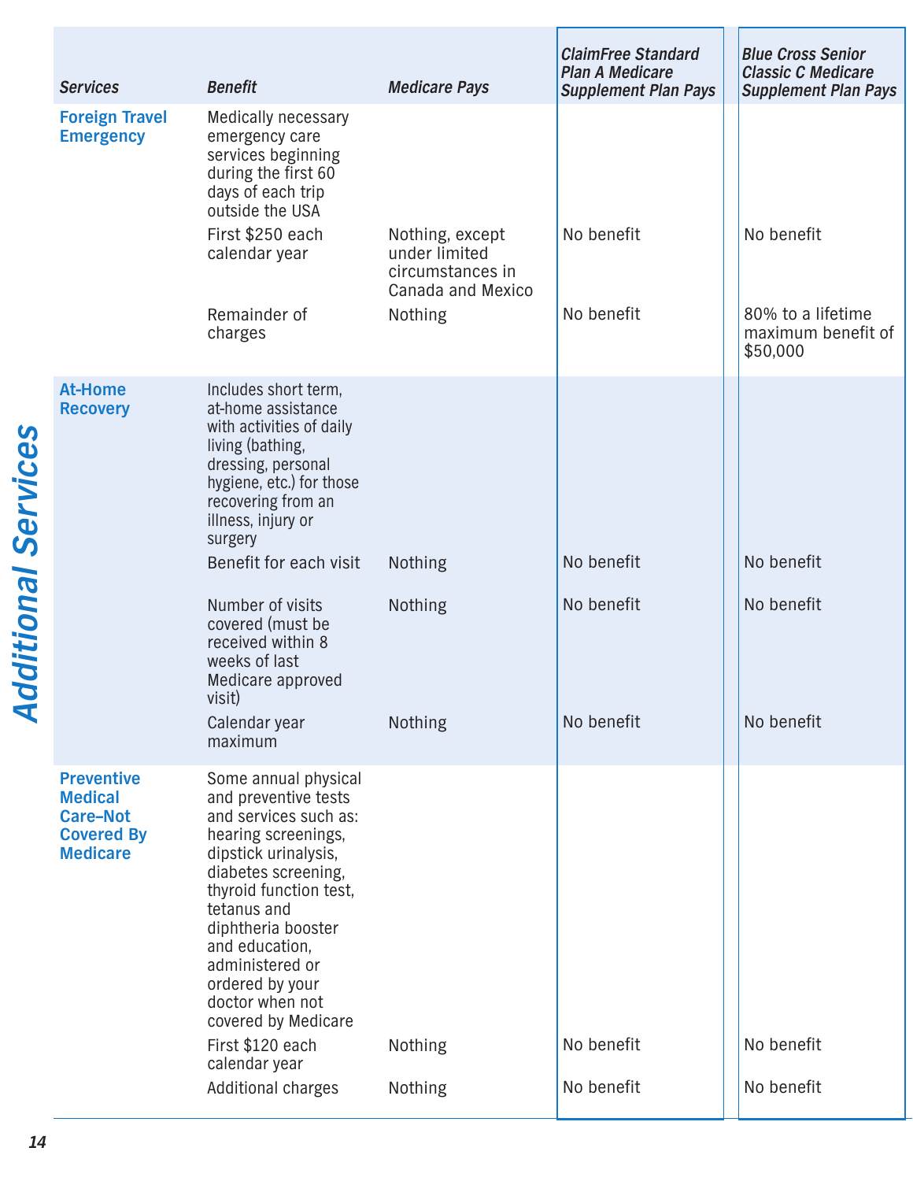## Additional Services

| Services | Benefit | Medicare Pays | ClaimFree Standard Plan A Medicare Supplement Plan Pays | Blue Cross Senior Classic C Medicare Supplement Plan Pays |
|---|---|---|---|---|
| **Foreign Travel Emergency** | Medically necessary emergency care services beginning during the first 60 days of each trip outside the USA | | | |
| | First $250 each calendar year | Nothing, except under limited circumstances in Canada and Mexico | No benefit | No benefit |
| | Remainder of charges | Nothing | No benefit | 80% to a lifetime maximum benefit of $50,000 |
| **At-Home Recovery** | Includes short term, at-home assistance with activities of daily living (bathing, dressing, personal hygiene, etc.) for those recovering from an illness, injury or surgery | | | |
| | Benefit for each visit | Nothing | No benefit | No benefit |
| | Number of visits covered (must be received within 8 weeks of last Medicare approved visit) | Nothing | No benefit | No benefit |
| | Calendar year maximum | Nothing | No benefit | No benefit |
| **Preventive Medical Care–Not Covered By Medicare** | Some annual physical and preventive tests and services such as: hearing screenings, dipstick urinalysis, diabetes screening, thyroid function test, tetanus and diphtheria booster and education, administered or ordered by your doctor when not covered by Medicare | | | |
| | First $120 each calendar year | Nothing | No benefit | No benefit |
| | Additional charges | Nothing | No benefit | No benefit |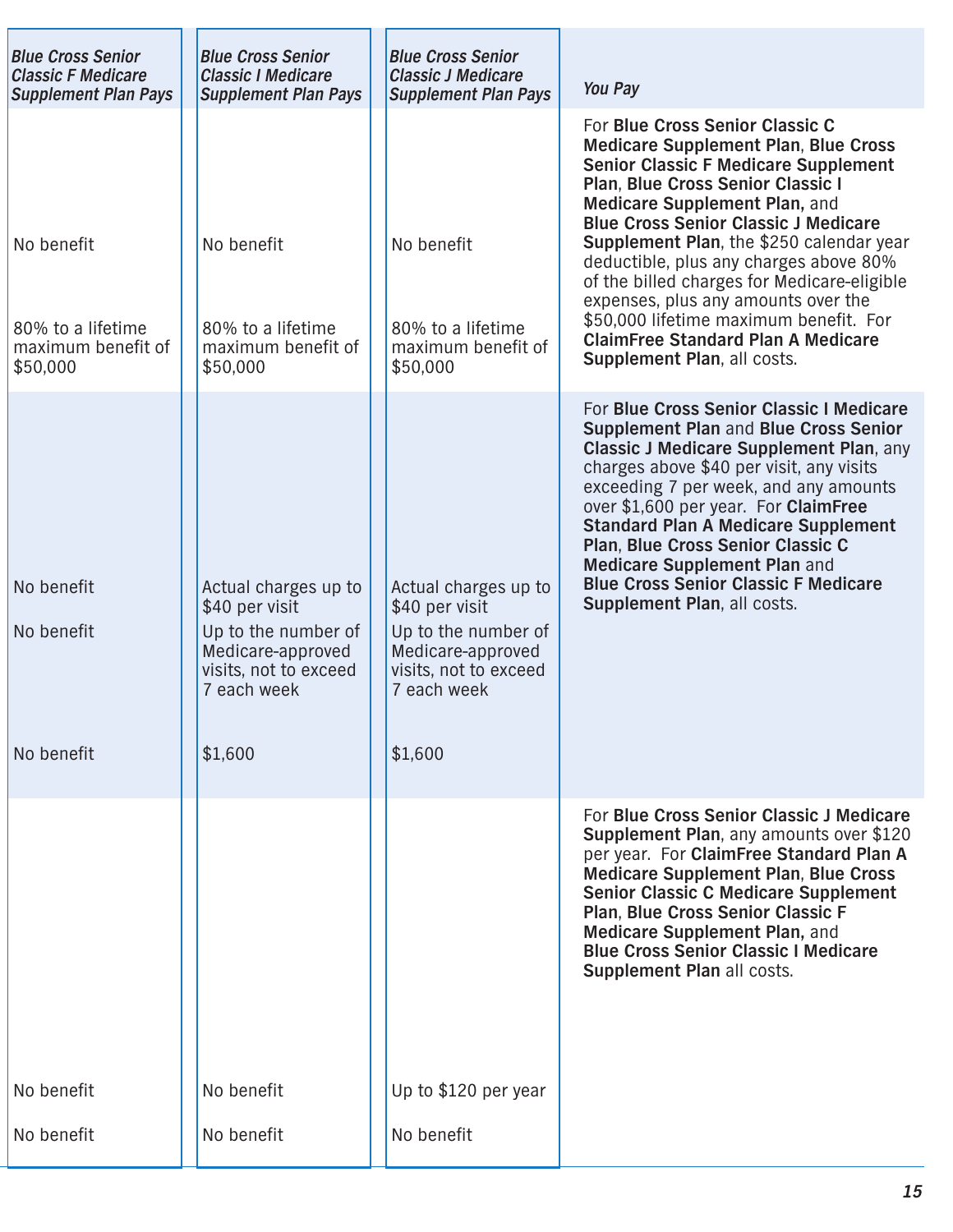| *Blue Cross Senior Classic F Medicare Supplement Plan Pays* | *Blue Cross Senior Classic I Medicare Supplement Plan Pays* | *Blue Cross Senior Classic J Medicare Supplement Plan Pays* | *You Pay* |
|---|---|---|---|
| No benefit<br><br>80% to a lifetime maximum benefit of $50,000 | No benefit<br><br>80% to a lifetime maximum benefit of $50,000 | No benefit<br><br>80% to a lifetime maximum benefit of $50,000 | For **Blue Cross Senior Classic C Medicare Supplement Plan**, **Blue Cross Senior Classic F Medicare Supplement Plan**, **Blue Cross Senior Classic I Medicare Supplement Plan,** and **Blue Cross Senior Classic J Medicare Supplement Plan**, the $250 calendar year deductible, plus any charges above 80% of the billed charges for Medicare-eligible expenses, plus any amounts over the $50,000 lifetime maximum benefit. For **ClaimFree Standard Plan A Medicare Supplement Plan**, all costs. |
| No benefit<br><br>No benefit<br><br>No benefit | Actual charges up to $40 per visit<br><br>Up to the number of Medicare-approved visits, not to exceed 7 each week<br><br>$1,600 | Actual charges up to $40 per visit<br><br>Up to the number of Medicare-approved visits, not to exceed 7 each week<br><br>$1,600 | For **Blue Cross Senior Classic I Medicare Supplement Plan** and **Blue Cross Senior Classic J Medicare Supplement Plan**, any charges above $40 per visit, any visits exceeding 7 per week, and any amounts over $1,600 per year. For **ClaimFree Standard Plan A Medicare Supplement Plan**, **Blue Cross Senior Classic C Medicare Supplement Plan** and **Blue Cross Senior Classic F Medicare Supplement Plan**, all costs. |
| No benefit<br><br>No benefit | No benefit<br><br>No benefit | Up to $120 per year<br><br>No benefit | For **Blue Cross Senior Classic J Medicare Supplement Plan**, any amounts over $120 per year. For **ClaimFree Standard Plan A Medicare Supplement Plan**, **Blue Cross Senior Classic C Medicare Supplement Plan**, **Blue Cross Senior Classic F Medicare Supplement Plan,** and **Blue Cross Senior Classic I Medicare Supplement Plan** all costs. |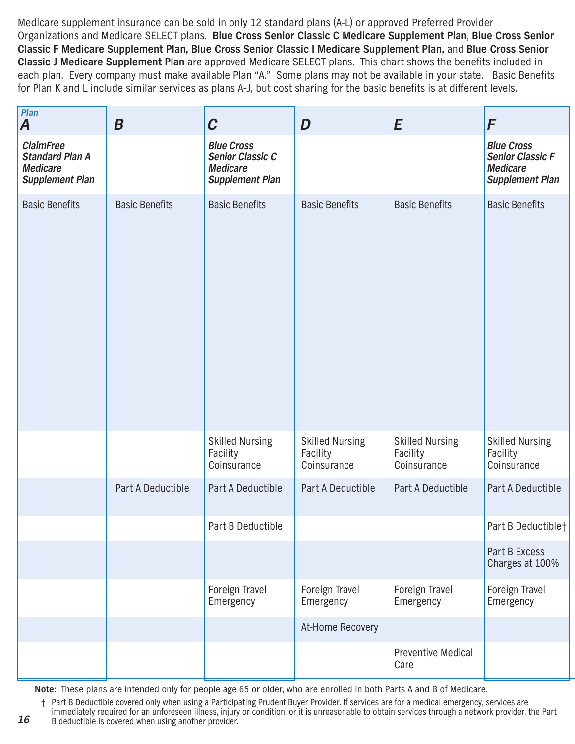Medicare supplement insurance can be sold in only 12 standard plans (A-L) or approved Preferred Provider Organizations and Medicare SELECT plans. **Blue Cross Senior Classic C Medicare Supplement Plan**, **Blue Cross Senior Classic F Medicare Supplement Plan, Blue Cross Senior Classic I Medicare Supplement Plan,** and **Blue Cross Senior Classic J Medicare Supplement Plan** are approved Medicare SELECT plans. This chart shows the benefits included in each plan. Every company must make available Plan "A." Some plans may not be available in your state. Basic Benefits for Plan K and L include similar services as plans A-J, but cost sharing for the basic benefits is at different levels.

| Plan A | B | C | D | E | F |
|---|---|---|---|---|---|
| ***ClaimFree Standard Plan A Medicare Supplement Plan*** | | ***Blue Cross Senior Classic C Medicare Supplement Plan*** | | | ***Blue Cross Senior Classic F Medicare Supplement Plan*** |
| Basic Benefits | Basic Benefits | Basic Benefits | Basic Benefits | Basic Benefits | Basic Benefits |
| | | Skilled Nursing Facility Coinsurance | Skilled Nursing Facility Coinsurance | Skilled Nursing Facility Coinsurance | Skilled Nursing Facility Coinsurance |
| | Part A Deductible | Part A Deductible | Part A Deductible | Part A Deductible | Part A Deductible |
| | | Part B Deductible | | | Part B Deductible† |
| | | | | | Part B Excess Charges at 100% |
| | | Foreign Travel Emergency | Foreign Travel Emergency | Foreign Travel Emergency | Foreign Travel Emergency |
| | | | At-Home Recovery | | |
| | | | | Preventive Medical Care | |

**Note**: These plans are intended only for people age 65 or older, who are enrolled in both Parts A and B of Medicare.

† Part B Deductible covered only when using a Participating Prudent Buyer Provider. If services are for a medical emergency, services are immediately required for an unforeseen illness, injury or condition, or it is unreasonable to obtain services through a network provider, the Part B deductible is covered when using another provider.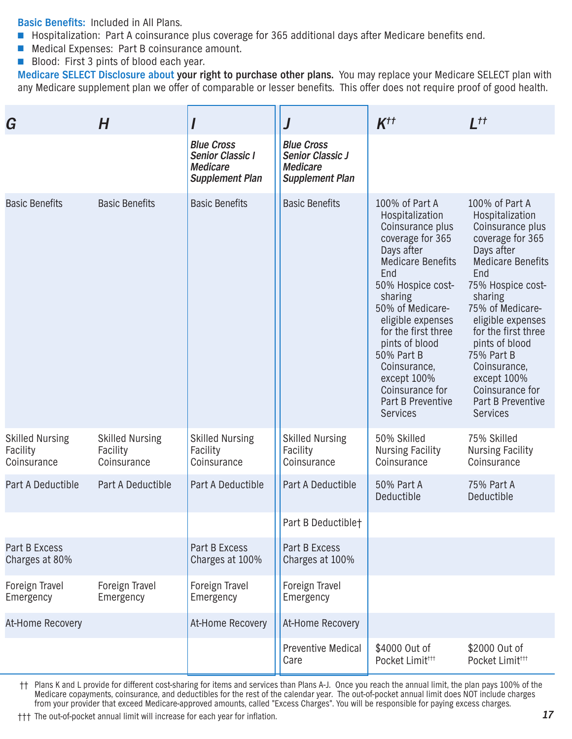**Basic Benefits:** Included in All Plans.

- Hospitalization: Part A coinsurance plus coverage for 365 additional days after Medicare benefits end.
- Medical Expenses: Part B coinsurance amount.
- Blood: First 3 pints of blood each year.

**Medicare SELECT Disclosure about your right to purchase other plans.** You may replace your Medicare SELECT plan with any Medicare supplement plan we offer of comparable or lesser benefits. This offer does not require proof of good health.

| *G* | *H* | *I* | *J* | *K*†† | *L*†† |
|---|---|---|---|---|---|
| | | ***Blue Cross Senior Classic I Medicare Supplement Plan*** | ***Blue Cross Senior Classic J Medicare Supplement Plan*** | | |
| Basic Benefits | Basic Benefits | Basic Benefits | Basic Benefits | 100% of Part A Hospitalization Coinsurance plus coverage for 365 Days after Medicare Benefits End<br>50% Hospice cost-sharing<br>50% of Medicare-eligible expenses for the first three pints of blood<br>50% Part B Coinsurance, except 100% Coinsurance for Part B Preventive Services | 100% of Part A Hospitalization Coinsurance plus coverage for 365 Days after Medicare Benefits End<br>75% Hospice cost-sharing<br>75% of Medicare-eligible expenses for the first three pints of blood<br>75% Part B Coinsurance, except 100% Coinsurance for Part B Preventive Services |
| Skilled Nursing Facility Coinsurance | Skilled Nursing Facility Coinsurance | Skilled Nursing Facility Coinsurance | Skilled Nursing Facility Coinsurance | 50% Skilled Nursing Facility Coinsurance | 75% Skilled Nursing Facility Coinsurance |
| Part A Deductible | Part A Deductible | Part A Deductible | Part A Deductible | 50% Part A Deductible | 75% Part A Deductible |
| | | | Part B Deductible† | | |
| Part B Excess Charges at 80% | | Part B Excess Charges at 100% | Part B Excess Charges at 100% | | |
| Foreign Travel Emergency | Foreign Travel Emergency | Foreign Travel Emergency | Foreign Travel Emergency | | |
| At-Home Recovery | | At-Home Recovery | At-Home Recovery | | |
| | | | Preventive Medical Care | $4000 Out of Pocket Limit††† | $2000 Out of Pocket Limit††† |

†† Plans K and L provide for different cost-sharing for items and services than Plans A-J. Once you reach the annual limit, the plan pays 100% of the Medicare copayments, coinsurance, and deductibles for the rest of the calendar year. The out-of-pocket annual limit does NOT include charges from your provider that exceed Medicare-approved amounts, called "Excess Charges". You will be responsible for paying excess charges.

††† The out-of-pocket annual limit will increase for each year for inflation.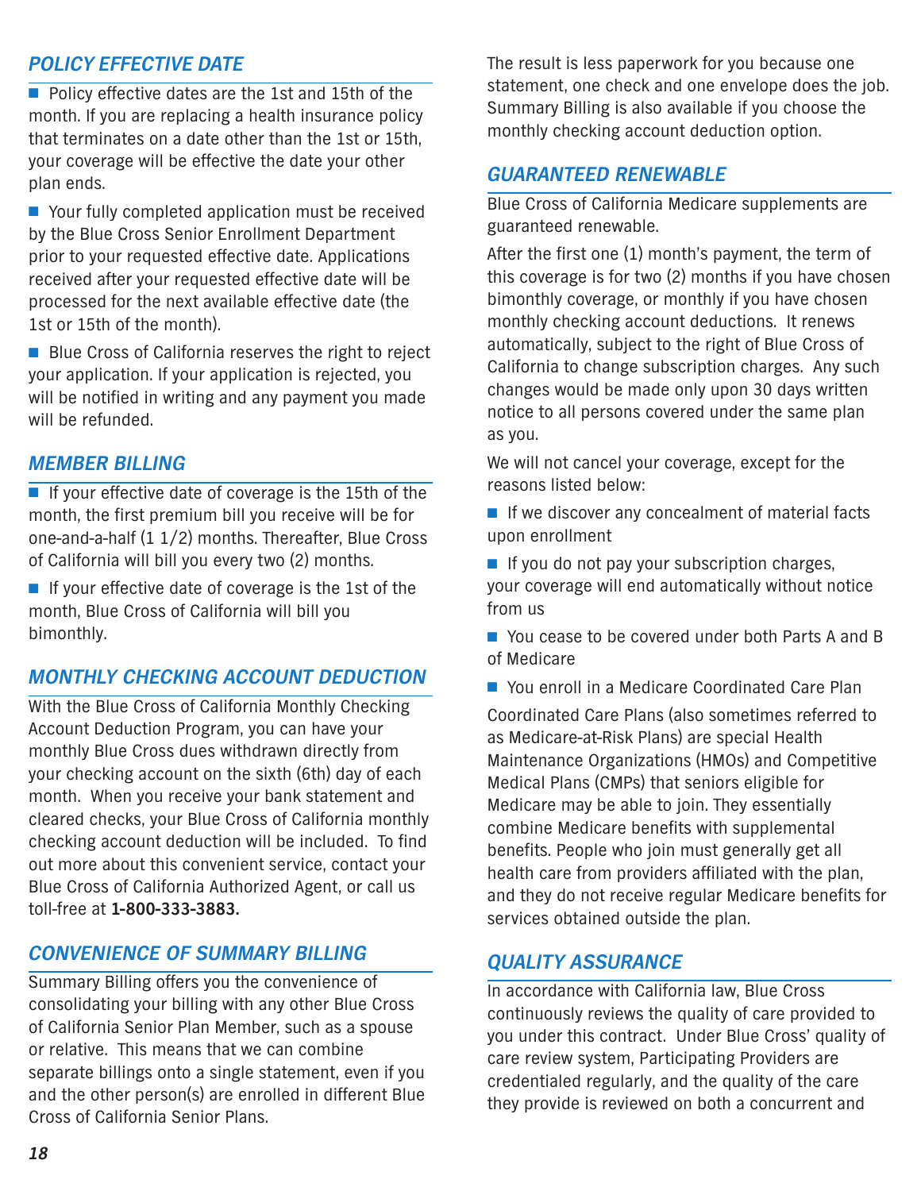## POLICY EFFECTIVE DATE

- Policy effective dates are the 1st and 15th of the month. If you are replacing a health insurance policy that terminates on a date other than the 1st or 15th, your coverage will be effective the date your other plan ends.
- Your fully completed application must be received by the Blue Cross Senior Enrollment Department prior to your requested effective date. Applications received after your requested effective date will be processed for the next available effective date (the 1st or 15th of the month).
- Blue Cross of California reserves the right to reject your application. If your application is rejected, you will be notified in writing and any payment you made will be refunded.

## MEMBER BILLING

- If your effective date of coverage is the 15th of the month, the first premium bill you receive will be for one-and-a-half (1 1/2) months. Thereafter, Blue Cross of California will bill you every two (2) months.
- If your effective date of coverage is the 1st of the month, Blue Cross of California will bill you bimonthly.

## MONTHLY CHECKING ACCOUNT DEDUCTION

With the Blue Cross of California Monthly Checking Account Deduction Program, you can have your monthly Blue Cross dues withdrawn directly from your checking account on the sixth (6th) day of each month. When you receive your bank statement and cleared checks, your Blue Cross of California monthly checking account deduction will be included. To find out more about this convenient service, contact your Blue Cross of California Authorized Agent, or call us toll-free at **1-800-333-3883.**

## CONVENIENCE OF SUMMARY BILLING

Summary Billing offers you the convenience of consolidating your billing with any other Blue Cross of California Senior Plan Member, such as a spouse or relative. This means that we can combine separate billings onto a single statement, even if you and the other person(s) are enrolled in different Blue Cross of California Senior Plans.

The result is less paperwork for you because one statement, one check and one envelope does the job. Summary Billing is also available if you choose the monthly checking account deduction option.

## GUARANTEED RENEWABLE

Blue Cross of California Medicare supplements are guaranteed renewable.

After the first one (1) month's payment, the term of this coverage is for two (2) months if you have chosen bimonthly coverage, or monthly if you have chosen monthly checking account deductions. It renews automatically, subject to the right of Blue Cross of California to change subscription charges. Any such changes would be made only upon 30 days written notice to all persons covered under the same plan as you.

We will not cancel your coverage, except for the reasons listed below:

- If we discover any concealment of material facts upon enrollment
- If you do not pay your subscription charges, your coverage will end automatically without notice from us
- You cease to be covered under both Parts A and B of Medicare
- You enroll in a Medicare Coordinated Care Plan

Coordinated Care Plans (also sometimes referred to as Medicare-at-Risk Plans) are special Health Maintenance Organizations (HMOs) and Competitive Medical Plans (CMPs) that seniors eligible for Medicare may be able to join. They essentially combine Medicare benefits with supplemental benefits. People who join must generally get all health care from providers affiliated with the plan, and they do not receive regular Medicare benefits for services obtained outside the plan.

## QUALITY ASSURANCE

In accordance with California law, Blue Cross continuously reviews the quality of care provided to you under this contract. Under Blue Cross' quality of care review system, Participating Providers are credentialed regularly, and the quality of the care they provide is reviewed on both a concurrent and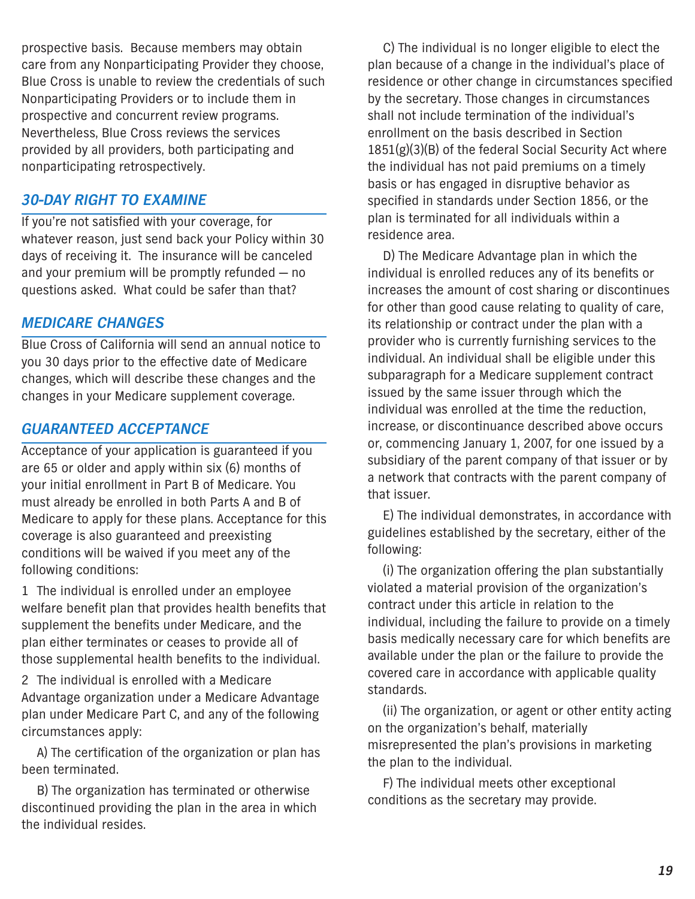prospective basis. Because members may obtain care from any Nonparticipating Provider they choose, Blue Cross is unable to review the credentials of such Nonparticipating Providers or to include them in prospective and concurrent review programs. Nevertheless, Blue Cross reviews the services provided by all providers, both participating and nonparticipating retrospectively.

## *30-DAY RIGHT TO EXAMINE*

If you're not satisfied with your coverage, for whatever reason, just send back your Policy within 30 days of receiving it. The insurance will be canceled and your premium will be promptly refunded — no questions asked. What could be safer than that?

## *MEDICARE CHANGES*

Blue Cross of California will send an annual notice to you 30 days prior to the effective date of Medicare changes, which will describe these changes and the changes in your Medicare supplement coverage.

## *GUARANTEED ACCEPTANCE*

Acceptance of your application is guaranteed if you are 65 or older and apply within six (6) months of your initial enrollment in Part B of Medicare. You must already be enrolled in both Parts A and B of Medicare to apply for these plans. Acceptance for this coverage is also guaranteed and preexisting conditions will be waived if you meet any of the following conditions:

1 The individual is enrolled under an employee welfare benefit plan that provides health benefits that supplement the benefits under Medicare, and the plan either terminates or ceases to provide all of those supplemental health benefits to the individual.

2 The individual is enrolled with a Medicare Advantage organization under a Medicare Advantage plan under Medicare Part C, and any of the following circumstances apply:

A) The certification of the organization or plan has been terminated.

B) The organization has terminated or otherwise discontinued providing the plan in the area in which the individual resides.

C) The individual is no longer eligible to elect the plan because of a change in the individual's place of residence or other change in circumstances specified by the secretary. Those changes in circumstances shall not include termination of the individual's enrollment on the basis described in Section 1851(g)(3)(B) of the federal Social Security Act where the individual has not paid premiums on a timely basis or has engaged in disruptive behavior as specified in standards under Section 1856, or the plan is terminated for all individuals within a residence area.

D) The Medicare Advantage plan in which the individual is enrolled reduces any of its benefits or increases the amount of cost sharing or discontinues for other than good cause relating to quality of care, its relationship or contract under the plan with a provider who is currently furnishing services to the individual. An individual shall be eligible under this subparagraph for a Medicare supplement contract issued by the same issuer through which the individual was enrolled at the time the reduction, increase, or discontinuance described above occurs or, commencing January 1, 2007, for one issued by a subsidiary of the parent company of that issuer or by a network that contracts with the parent company of that issuer.

E) The individual demonstrates, in accordance with guidelines established by the secretary, either of the following:

(i) The organization offering the plan substantially violated a material provision of the organization's contract under this article in relation to the individual, including the failure to provide on a timely basis medically necessary care for which benefits are available under the plan or the failure to provide the covered care in accordance with applicable quality standards.

(ii) The organization, or agent or other entity acting on the organization's behalf, materially misrepresented the plan's provisions in marketing the plan to the individual.

F) The individual meets other exceptional conditions as the secretary may provide.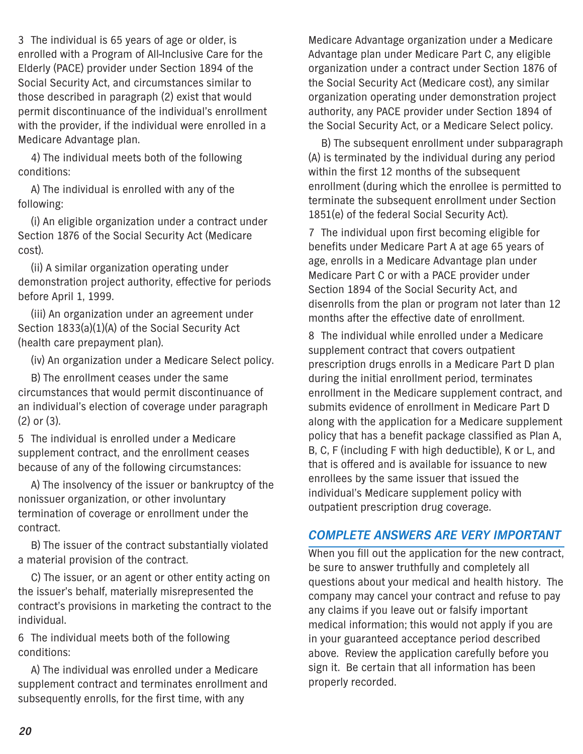3 The individual is 65 years of age or older, is enrolled with a Program of All-Inclusive Care for the Elderly (PACE) provider under Section 1894 of the Social Security Act, and circumstances similar to those described in paragraph (2) exist that would permit discontinuance of the individual's enrollment with the provider, if the individual were enrolled in a Medicare Advantage plan.

4) The individual meets both of the following conditions:

A) The individual is enrolled with any of the following:

(i) An eligible organization under a contract under Section 1876 of the Social Security Act (Medicare cost).

(ii) A similar organization operating under demonstration project authority, effective for periods before April 1, 1999.

(iii) An organization under an agreement under Section 1833(a)(1)(A) of the Social Security Act (health care prepayment plan).

(iv) An organization under a Medicare Select policy.

B) The enrollment ceases under the same circumstances that would permit discontinuance of an individual's election of coverage under paragraph (2) or (3).

5 The individual is enrolled under a Medicare supplement contract, and the enrollment ceases because of any of the following circumstances:

A) The insolvency of the issuer or bankruptcy of the nonissuer organization, or other involuntary termination of coverage or enrollment under the contract.

B) The issuer of the contract substantially violated a material provision of the contract.

C) The issuer, or an agent or other entity acting on the issuer's behalf, materially misrepresented the contract's provisions in marketing the contract to the individual.

6 The individual meets both of the following conditions:

A) The individual was enrolled under a Medicare supplement contract and terminates enrollment and subsequently enrolls, for the first time, with any Medicare Advantage organization under a Medicare Advantage plan under Medicare Part C, any eligible organization under a contract under Section 1876 of the Social Security Act (Medicare cost), any similar organization operating under demonstration project authority, any PACE provider under Section 1894 of the Social Security Act, or a Medicare Select policy.

B) The subsequent enrollment under subparagraph (A) is terminated by the individual during any period within the first 12 months of the subsequent enrollment (during which the enrollee is permitted to terminate the subsequent enrollment under Section 1851(e) of the federal Social Security Act).

7 The individual upon first becoming eligible for benefits under Medicare Part A at age 65 years of age, enrolls in a Medicare Advantage plan under Medicare Part C or with a PACE provider under Section 1894 of the Social Security Act, and disenrolls from the plan or program not later than 12 months after the effective date of enrollment.

8 The individual while enrolled under a Medicare supplement contract that covers outpatient prescription drugs enrolls in a Medicare Part D plan during the initial enrollment period, terminates enrollment in the Medicare supplement contract, and submits evidence of enrollment in Medicare Part D along with the application for a Medicare supplement policy that has a benefit package classified as Plan A, B, C, F (including F with high deductible), K or L, and that is offered and is available for issuance to new enrollees by the same issuer that issued the individual's Medicare supplement policy with outpatient prescription drug coverage.

## *COMPLETE ANSWERS ARE VERY IMPORTANT*

When you fill out the application for the new contract, be sure to answer truthfully and completely all questions about your medical and health history. The company may cancel your contract and refuse to pay any claims if you leave out or falsify important medical information; this would not apply if you are in your guaranteed acceptance period described above. Review the application carefully before you sign it. Be certain that all information has been properly recorded.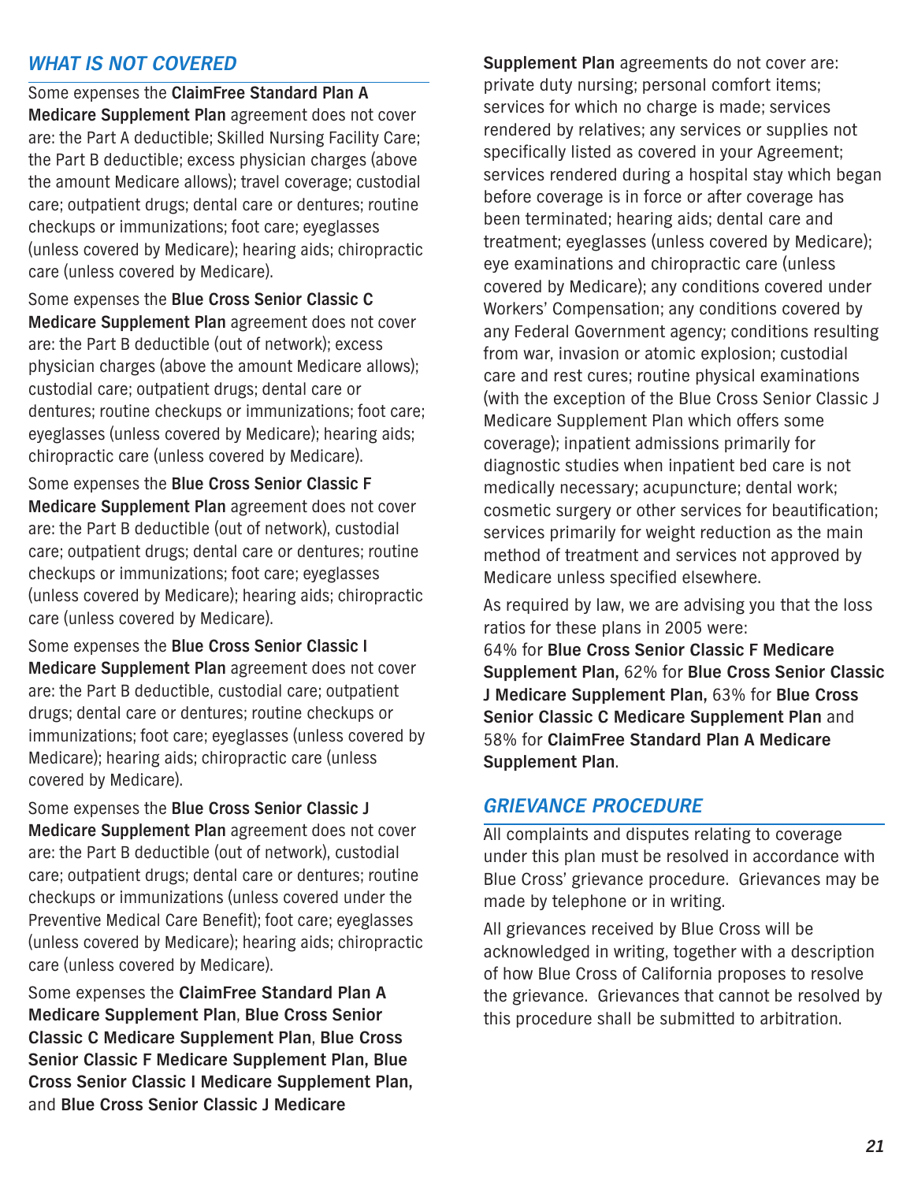## *WHAT IS NOT COVERED*

Some expenses the **ClaimFree Standard Plan A Medicare Supplement Plan** agreement does not cover are: the Part A deductible; Skilled Nursing Facility Care; the Part B deductible; excess physician charges (above the amount Medicare allows); travel coverage; custodial care; outpatient drugs; dental care or dentures; routine checkups or immunizations; foot care; eyeglasses (unless covered by Medicare); hearing aids; chiropractic care (unless covered by Medicare).

Some expenses the **Blue Cross Senior Classic C Medicare Supplement Plan** agreement does not cover are: the Part B deductible (out of network); excess physician charges (above the amount Medicare allows); custodial care; outpatient drugs; dental care or dentures; routine checkups or immunizations; foot care; eyeglasses (unless covered by Medicare); hearing aids; chiropractic care (unless covered by Medicare).

Some expenses the **Blue Cross Senior Classic F Medicare Supplement Plan** agreement does not cover are: the Part B deductible (out of network), custodial care; outpatient drugs; dental care or dentures; routine checkups or immunizations; foot care; eyeglasses (unless covered by Medicare); hearing aids; chiropractic care (unless covered by Medicare).

Some expenses the **Blue Cross Senior Classic I Medicare Supplement Plan** agreement does not cover are: the Part B deductible, custodial care; outpatient drugs; dental care or dentures; routine checkups or immunizations; foot care; eyeglasses (unless covered by Medicare); hearing aids; chiropractic care (unless covered by Medicare).

Some expenses the **Blue Cross Senior Classic J Medicare Supplement Plan** agreement does not cover are: the Part B deductible (out of network), custodial care; outpatient drugs; dental care or dentures; routine checkups or immunizations (unless covered under the Preventive Medical Care Benefit); foot care; eyeglasses (unless covered by Medicare); hearing aids; chiropractic care (unless covered by Medicare).

Some expenses the **ClaimFree Standard Plan A Medicare Supplement Plan**, **Blue Cross Senior Classic C Medicare Supplement Plan**, **Blue Cross Senior Classic F Medicare Supplement Plan, Blue Cross Senior Classic I Medicare Supplement Plan,** and **Blue Cross Senior Classic J Medicare Supplement Plan** agreements do not cover are: private duty nursing; personal comfort items; services for which no charge is made; services rendered by relatives; any services or supplies not specifically listed as covered in your Agreement; services rendered during a hospital stay which began before coverage is in force or after coverage has been terminated; hearing aids; dental care and treatment; eyeglasses (unless covered by Medicare); eye examinations and chiropractic care (unless covered by Medicare); any conditions covered under Workers' Compensation; any conditions covered by any Federal Government agency; conditions resulting from war, invasion or atomic explosion; custodial care and rest cures; routine physical examinations (with the exception of the Blue Cross Senior Classic J Medicare Supplement Plan which offers some coverage); inpatient admissions primarily for diagnostic studies when inpatient bed care is not medically necessary; acupuncture; dental work; cosmetic surgery or other services for beautification; services primarily for weight reduction as the main method of treatment and services not approved by Medicare unless specified elsewhere.

As required by law, we are advising you that the loss ratios for these plans in 2005 were:
64% for **Blue Cross Senior Classic F Medicare Supplement Plan,** 62% for **Blue Cross Senior Classic J Medicare Supplement Plan,** 63% for **Blue Cross Senior Classic C Medicare Supplement Plan** and 58% for **ClaimFree Standard Plan A Medicare Supplement Plan**.

## *GRIEVANCE PROCEDURE*

All complaints and disputes relating to coverage under this plan must be resolved in accordance with Blue Cross' grievance procedure. Grievances may be made by telephone or in writing.

All grievances received by Blue Cross will be acknowledged in writing, together with a description of how Blue Cross of California proposes to resolve the grievance. Grievances that cannot be resolved by this procedure shall be submitted to arbitration.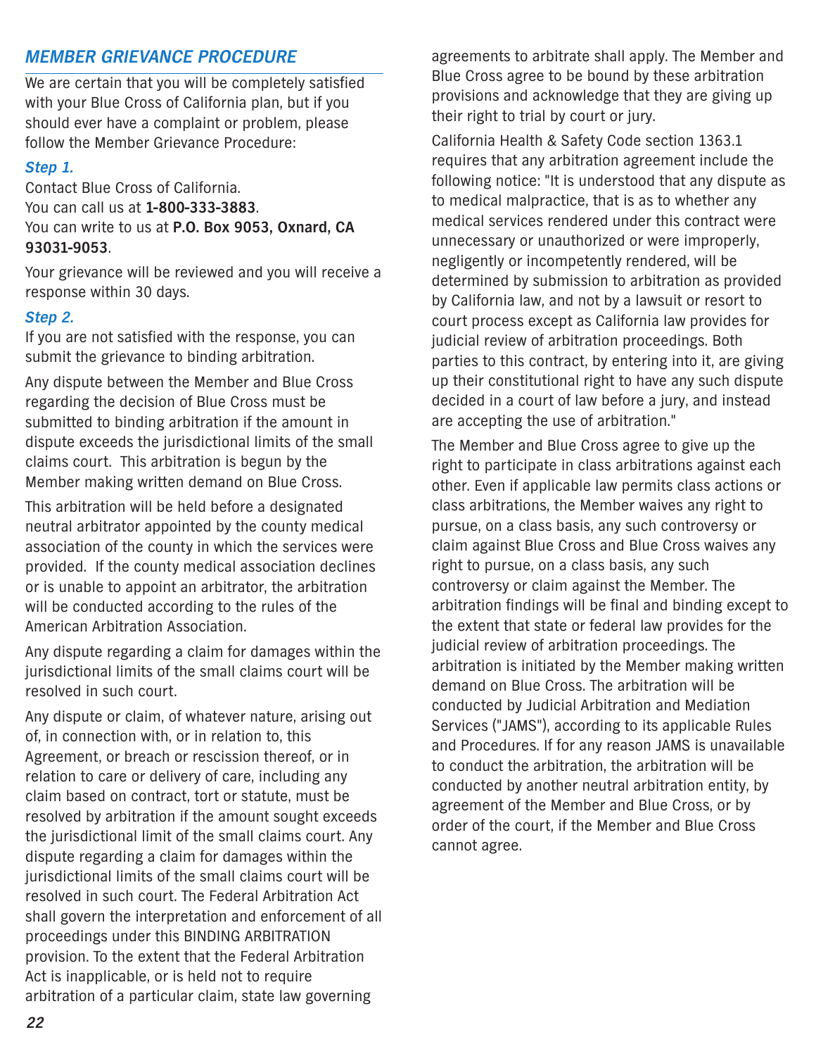## MEMBER GRIEVANCE PROCEDURE

We are certain that you will be completely satisfied with your Blue Cross of California plan, but if you should ever have a complaint or problem, please follow the Member Grievance Procedure:

### *Step 1.*

Contact Blue Cross of California.
You can call us at **1-800-333-3883**.
You can write to us at **P.O. Box 9053, Oxnard, CA 93031-9053**.

Your grievance will be reviewed and you will receive a response within 30 days.

### *Step 2.*

If you are not satisfied with the response, you can submit the grievance to binding arbitration.

Any dispute between the Member and Blue Cross regarding the decision of Blue Cross must be submitted to binding arbitration if the amount in dispute exceeds the jurisdictional limits of the small claims court. This arbitration is begun by the Member making written demand on Blue Cross.

This arbitration will be held before a designated neutral arbitrator appointed by the county medical association of the county in which the services were provided. If the county medical association declines or is unable to appoint an arbitrator, the arbitration will be conducted according to the rules of the American Arbitration Association.

Any dispute regarding a claim for damages within the jurisdictional limits of the small claims court will be resolved in such court.

Any dispute or claim, of whatever nature, arising out of, in connection with, or in relation to, this Agreement, or breach or rescission thereof, or in relation to care or delivery of care, including any claim based on contract, tort or statute, must be resolved by arbitration if the amount sought exceeds the jurisdictional limit of the small claims court. Any dispute regarding a claim for damages within the jurisdictional limits of the small claims court will be resolved in such court. The Federal Arbitration Act shall govern the interpretation and enforcement of all proceedings under this BINDING ARBITRATION provision. To the extent that the Federal Arbitration Act is inapplicable, or is held not to require arbitration of a particular claim, state law governing agreements to arbitrate shall apply. The Member and Blue Cross agree to be bound by these arbitration provisions and acknowledge that they are giving up their right to trial by court or jury.

California Health & Safety Code section 1363.1 requires that any arbitration agreement include the following notice: "It is understood that any dispute as to medical malpractice, that is as to whether any medical services rendered under this contract were unnecessary or unauthorized or were improperly, negligently or incompetently rendered, will be determined by submission to arbitration as provided by California law, and not by a lawsuit or resort to court process except as California law provides for judicial review of arbitration proceedings. Both parties to this contract, by entering into it, are giving up their constitutional right to have any such dispute decided in a court of law before a jury, and instead are accepting the use of arbitration."

The Member and Blue Cross agree to give up the right to participate in class arbitrations against each other. Even if applicable law permits class actions or class arbitrations, the Member waives any right to pursue, on a class basis, any such controversy or claim against Blue Cross and Blue Cross waives any right to pursue, on a class basis, any such controversy or claim against the Member. The arbitration findings will be final and binding except to the extent that state or federal law provides for the judicial review of arbitration proceedings. The arbitration is initiated by the Member making written demand on Blue Cross. The arbitration will be conducted by Judicial Arbitration and Mediation Services ("JAMS"), according to its applicable Rules and Procedures. If for any reason JAMS is unavailable to conduct the arbitration, the arbitration will be conducted by another neutral arbitration entity, by agreement of the Member and Blue Cross, or by order of the court, if the Member and Blue Cross cannot agree.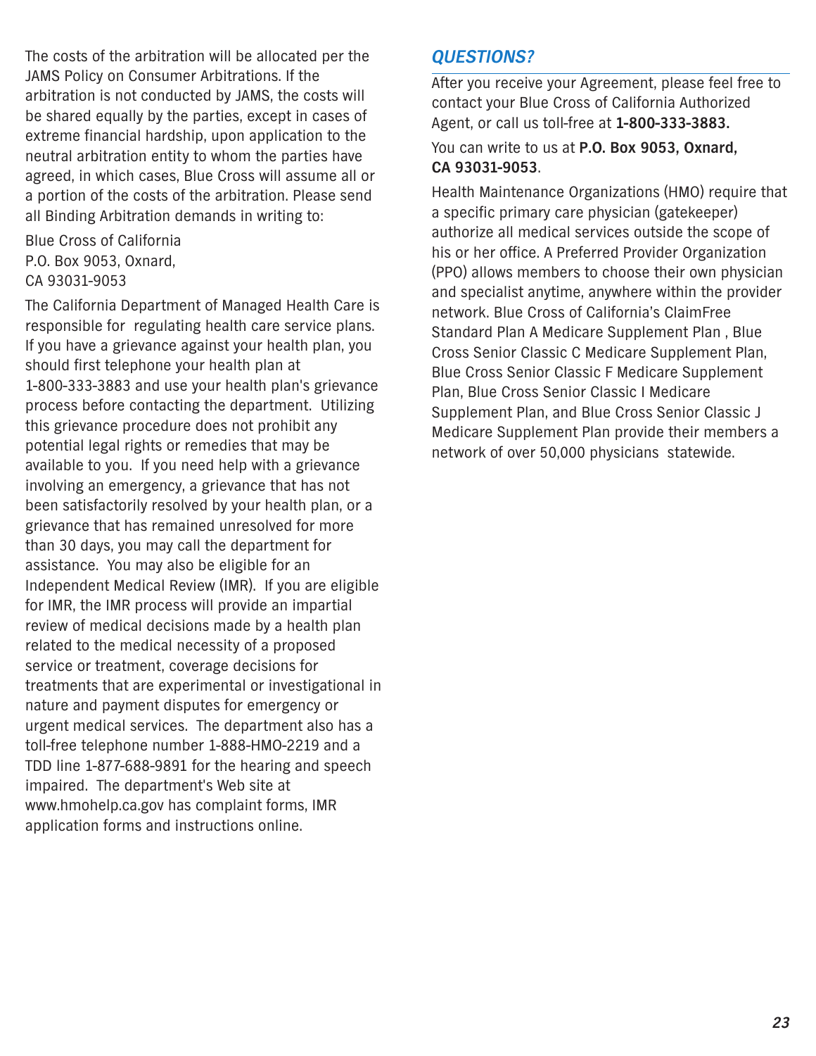The costs of the arbitration will be allocated per the JAMS Policy on Consumer Arbitrations. If the arbitration is not conducted by JAMS, the costs will be shared equally by the parties, except in cases of extreme financial hardship, upon application to the neutral arbitration entity to whom the parties have agreed, in which cases, Blue Cross will assume all or a portion of the costs of the arbitration. Please send all Binding Arbitration demands in writing to:

Blue Cross of California
P.O. Box 9053, Oxnard,
CA 93031-9053

The California Department of Managed Health Care is responsible for regulating health care service plans. If you have a grievance against your health plan, you should first telephone your health plan at 1-800-333-3883 and use your health plan's grievance process before contacting the department. Utilizing this grievance procedure does not prohibit any potential legal rights or remedies that may be available to you. If you need help with a grievance involving an emergency, a grievance that has not been satisfactorily resolved by your health plan, or a grievance that has remained unresolved for more than 30 days, you may call the department for assistance. You may also be eligible for an Independent Medical Review (IMR). If you are eligible for IMR, the IMR process will provide an impartial review of medical decisions made by a health plan related to the medical necessity of a proposed service or treatment, coverage decisions for treatments that are experimental or investigational in nature and payment disputes for emergency or urgent medical services. The department also has a toll-free telephone number 1-888-HMO-2219 and a TDD line 1-877-688-9891 for the hearing and speech impaired. The department's Web site at www.hmohelp.ca.gov has complaint forms, IMR application forms and instructions online.

## *QUESTIONS?*

After you receive your Agreement, please feel free to contact your Blue Cross of California Authorized Agent, or call us toll-free at **1-800-333-3883.**

You can write to us at **P.O. Box 9053, Oxnard, CA 93031-9053**.

Health Maintenance Organizations (HMO) require that a specific primary care physician (gatekeeper) authorize all medical services outside the scope of his or her office. A Preferred Provider Organization (PPO) allows members to choose their own physician and specialist anytime, anywhere within the provider network. Blue Cross of California's ClaimFree Standard Plan A Medicare Supplement Plan , Blue Cross Senior Classic C Medicare Supplement Plan, Blue Cross Senior Classic F Medicare Supplement Plan, Blue Cross Senior Classic I Medicare Supplement Plan, and Blue Cross Senior Classic J Medicare Supplement Plan provide their members a network of over 50,000 physicians statewide.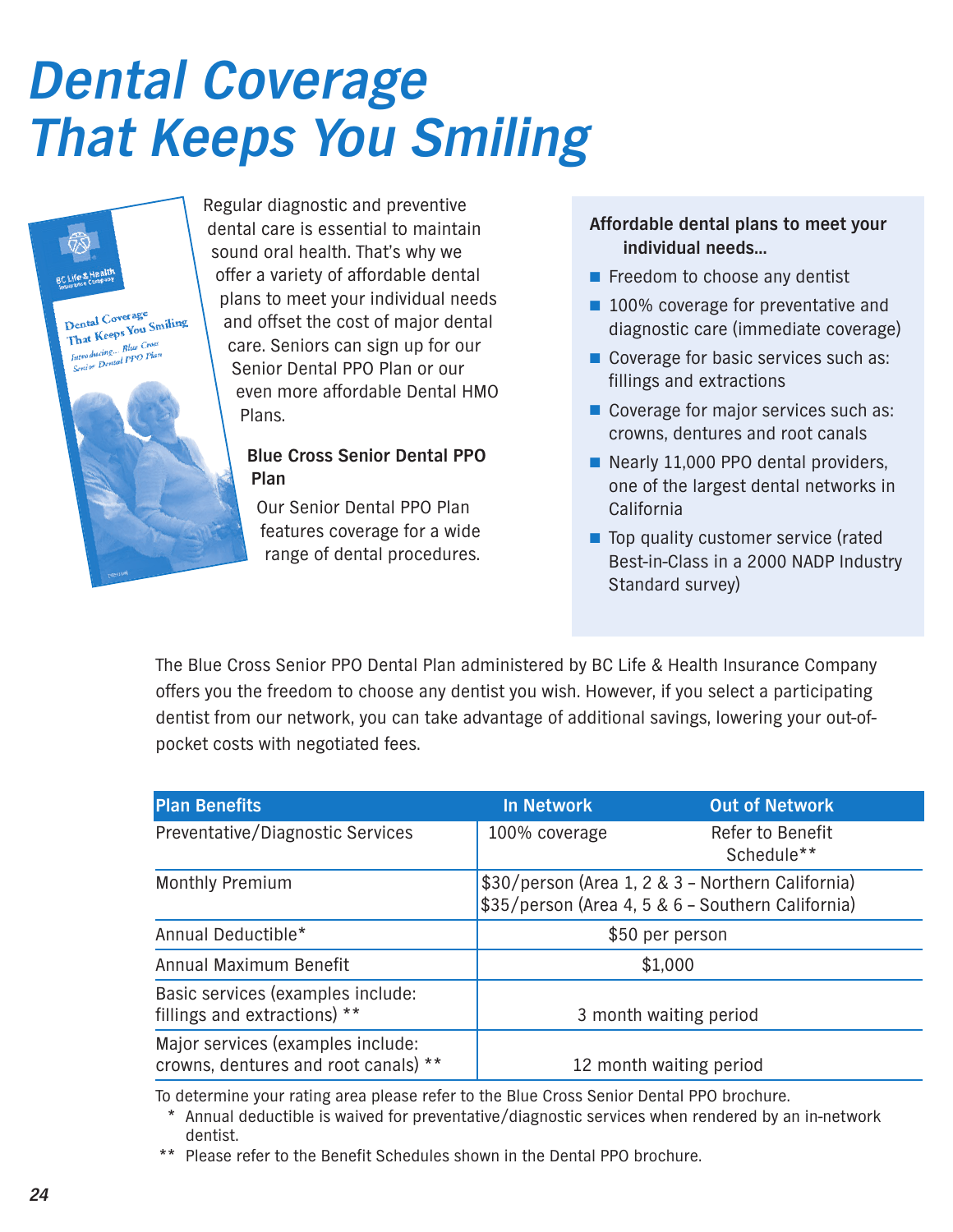# Dental Coverage That Keeps You Smiling

Regular diagnostic and preventive dental care is essential to maintain sound oral health. That's why we offer a variety of affordable dental plans to meet your individual needs and offset the cost of major dental care. Seniors can sign up for our Senior Dental PPO Plan or our even more affordable Dental HMO Plans.

**Blue Cross Senior Dental PPO Plan**

Our Senior Dental PPO Plan features coverage for a wide range of dental procedures.

**Affordable dental plans to meet your individual needs...**

- Freedom to choose any dentist
- 100% coverage for preventative and diagnostic care (immediate coverage)
- Coverage for basic services such as: fillings and extractions
- Coverage for major services such as: crowns, dentures and root canals
- Nearly 11,000 PPO dental providers, one of the largest dental networks in California
- Top quality customer service (rated Best-in-Class in a 2000 NADP Industry Standard survey)

The Blue Cross Senior PPO Dental Plan administered by BC Life & Health Insurance Company offers you the freedom to choose any dentist you wish. However, if you select a participating dentist from our network, you can take advantage of additional savings, lowering your out-of-pocket costs with negotiated fees.

| Plan Benefits | In Network | Out of Network |
|---|---|---|
| Preventative/Diagnostic Services | 100% coverage | Refer to Benefit Schedule** |
| Monthly Premium | $30/person (Area 1, 2 & 3 – Northern California)<br>$35/person (Area 4, 5 & 6 – Southern California) | |
| Annual Deductible* | $50 per person | |
| Annual Maximum Benefit | $1,000 | |
| Basic services (examples include: fillings and extractions) ** | 3 month waiting period | |
| Major services (examples include: crowns, dentures and root canals) ** | 12 month waiting period | |

To determine your rating area please refer to the Blue Cross Senior Dental PPO brochure.

\* Annual deductible is waived for preventative/diagnostic services when rendered by an in-network dentist.

** Please refer to the Benefit Schedules shown in the Dental PPO brochure.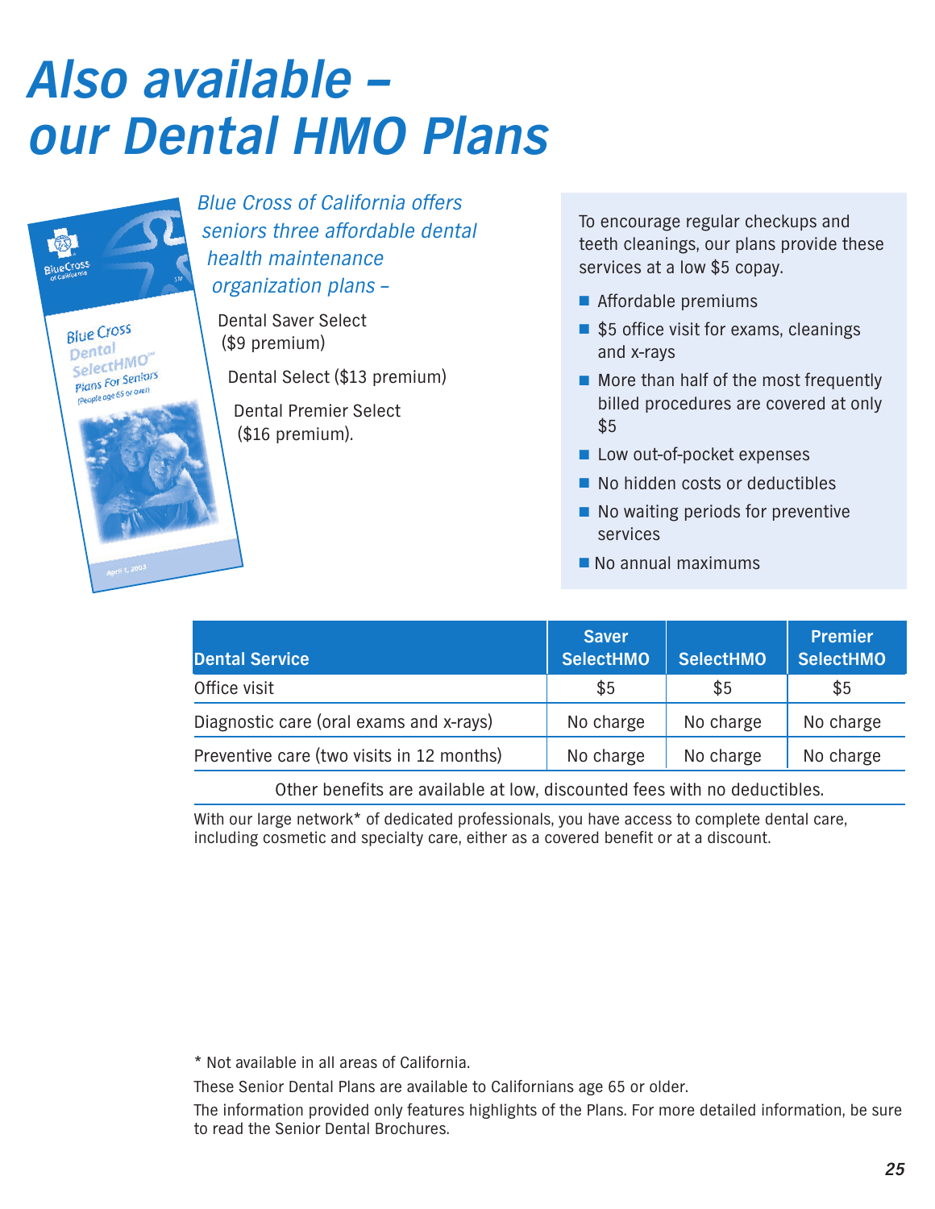# Also available – our Dental HMO Plans

*Blue Cross of California offers seniors three affordable dental health maintenance organization plans –*

Dental Saver Select ($9 premium)

Dental Select ($13 premium)

Dental Premier Select ($16 premium).

To encourage regular checkups and teeth cleanings, our plans provide these services at a low $5 copay.

- Affordable premiums
- $5 office visit for exams, cleanings and x-rays
- More than half of the most frequently billed procedures are covered at only $5
- Low out-of-pocket expenses
- No hidden costs or deductibles
- No waiting periods for preventive services
- No annual maximums

| Dental Service | Saver SelectHMO | SelectHMO | Premier SelectHMO |
|---|---|---|---|
| Office visit | $5 | $5 | $5 |
| Diagnostic care (oral exams and x-rays) | No charge | No charge | No charge |
| Preventive care (two visits in 12 months) | No charge | No charge | No charge |

Other benefits are available at low, discounted fees with no deductibles.

With our large network* of dedicated professionals, you have access to complete dental care, including cosmetic and specialty care, either as a covered benefit or at a discount.

* Not available in all areas of California.

These Senior Dental Plans are available to Californians age 65 or older.

The information provided only features highlights of the Plans. For more detailed information, be sure to read the Senior Dental Brochures.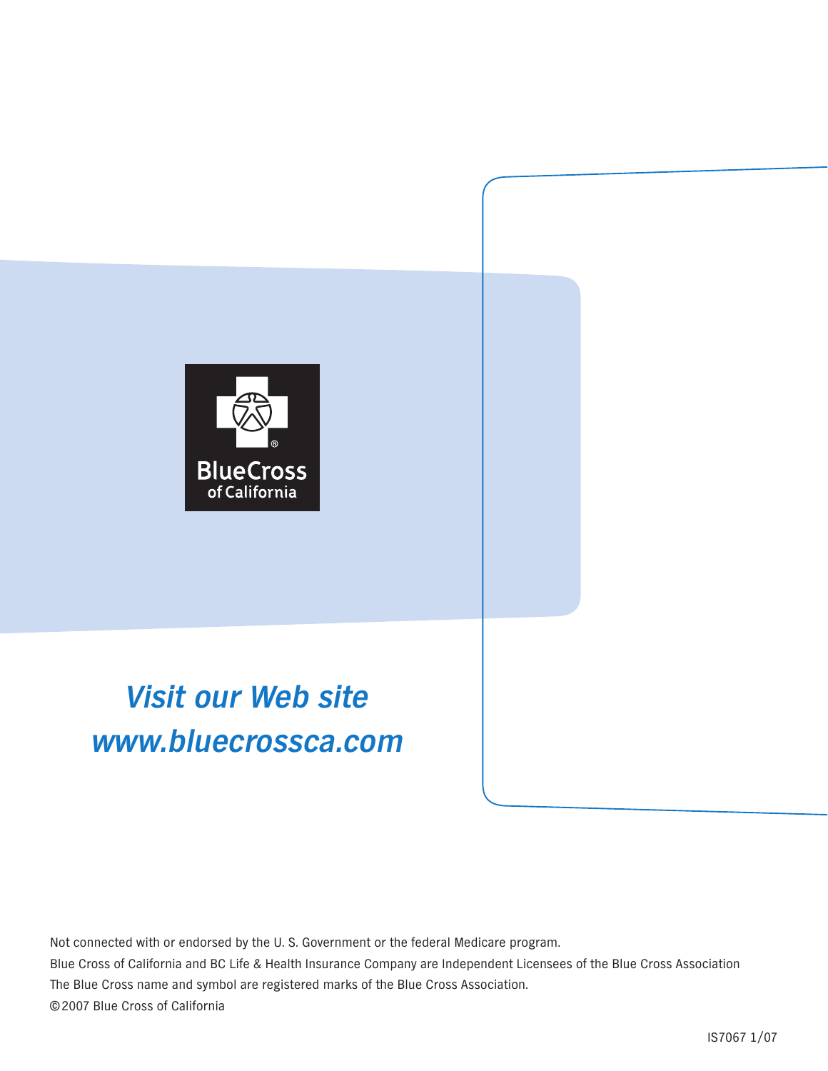BlueCross of California

*Visit our Web site*
*www.bluecrossca.com*

Not connected with or endorsed by the U. S. Government or the federal Medicare program.
Blue Cross of California and BC Life & Health Insurance Company are Independent Licensees of the Blue Cross Association
The Blue Cross name and symbol are registered marks of the Blue Cross Association.
©2007 Blue Cross of California

IS7067 1/07